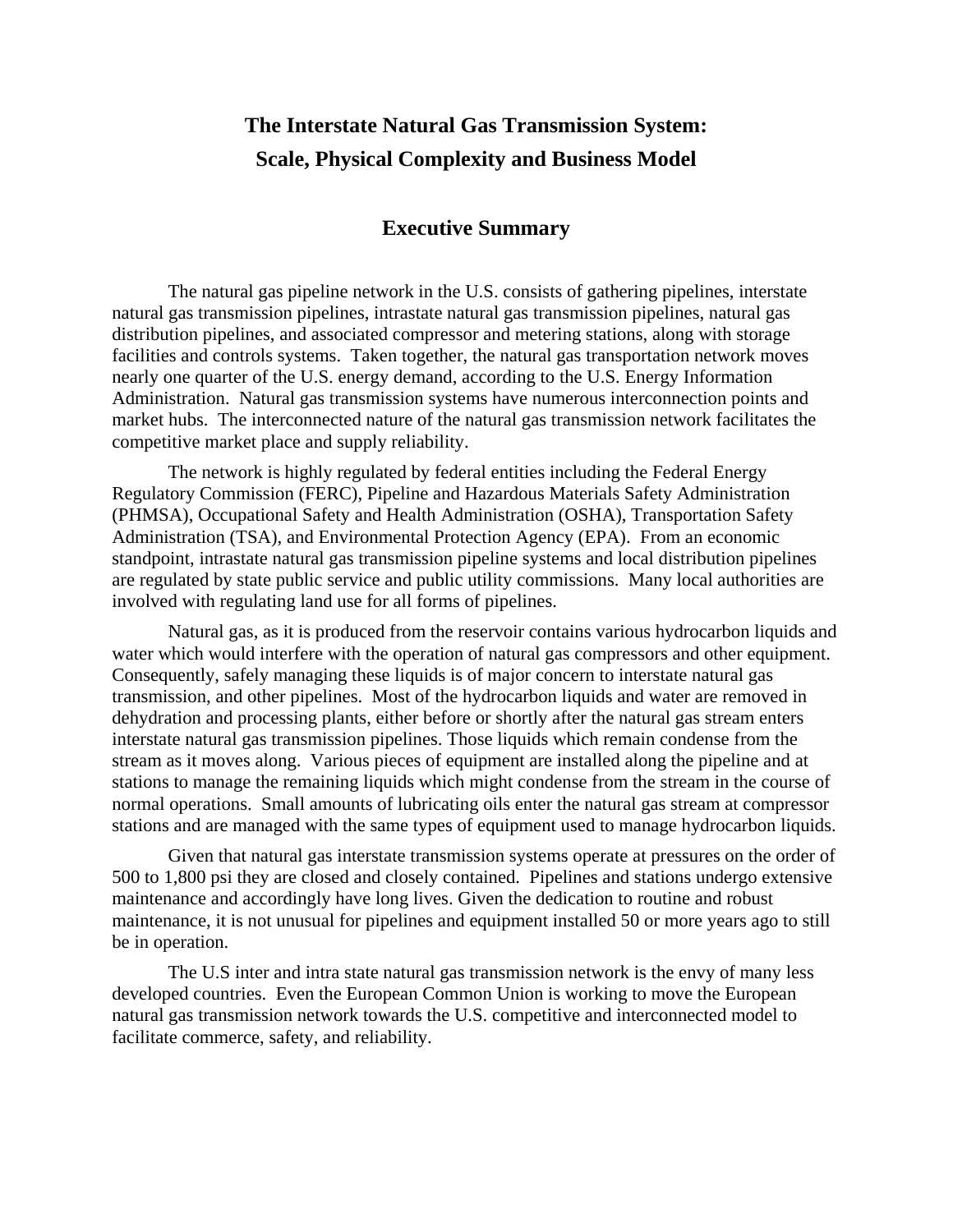# The Interstate Natural Gas Transmission System: Scale, Physical Complexity and Business Model

## Executive Summary

The natural gas pipeline network in the U.S. consists of gathering pipelines, interstate natural gas transmission pipelines, intrastate natural gas transmission pipelines, natural gas distribution pipelines, and associated compressor and metering stations, along with storage facilities and controls systems. Taken together, the natural gas transportation network moves nearly one quarter of the U.S. energy demand, according to the U.S. Energy Information Administration. Natural gas transmission systems have numerous interconnection points and market hubs. The interconnected nature of the natural gas transmission network facilitates the competitive market place and supply reliability.

The network is highly regulated by federal entities including the Federal Energy Regulatory Commission (FERC), Pipeline and Hazardous Materials Safety Administration (PHMSA), Occupational Safety and Health Administration (OSHA), Transportation Safety Administration (TSA), and Environmental Protection Agency (EPA). From an economic standpoint, intrastate natural gas transmission pipeline systems and local distribution pipelines are regulated by state public service and public utility commissions. Many local authorities are involved with regulating land use for all forms of pipelines.

Natural gas, as it is produced from the reservoir contains various hydrocarbon liquids and water which would interfere with the operation of natural gas compressors and other equipment. Consequently, safely managing these liquids is of major concern to interstate natural gas transmission, and other pipelines. Most of the hydrocarbon liquids and water are removed in dehydration and processing plants, either before or shortly after the natural gas stream enters interstate natural gas transmission pipelines. Those liquids which remain condense from the stream as it moves along. Various pieces of equipment are installed along the pipeline and at stations to manage the remaining liquids which might condense from the stream in the course of normal operations. Small amounts of lubricating oils enter the natural gas stream at compressor stations and are managed with the same types of equipment used to manage hydrocarbon liquids.

Given that natural gas interstate transmission systems operate at pressures on the order of 500 to 1,800 psi they are closed and closely contained. Pipelines and stations undergo extensive maintenance and accordingly have long lives. Given the dedication to routine and robust maintenance, it is not unusual for pipelines and equipment installed 50 or more years ago to still be in operation.

The U.S inter and intra state natural gas transmission network is the envy of many less developed countries. Even the European Common Union is working to move the European natural gas transmission network towards the U.S. competitive and interconnected model to facilitate commerce, safety, and reliability.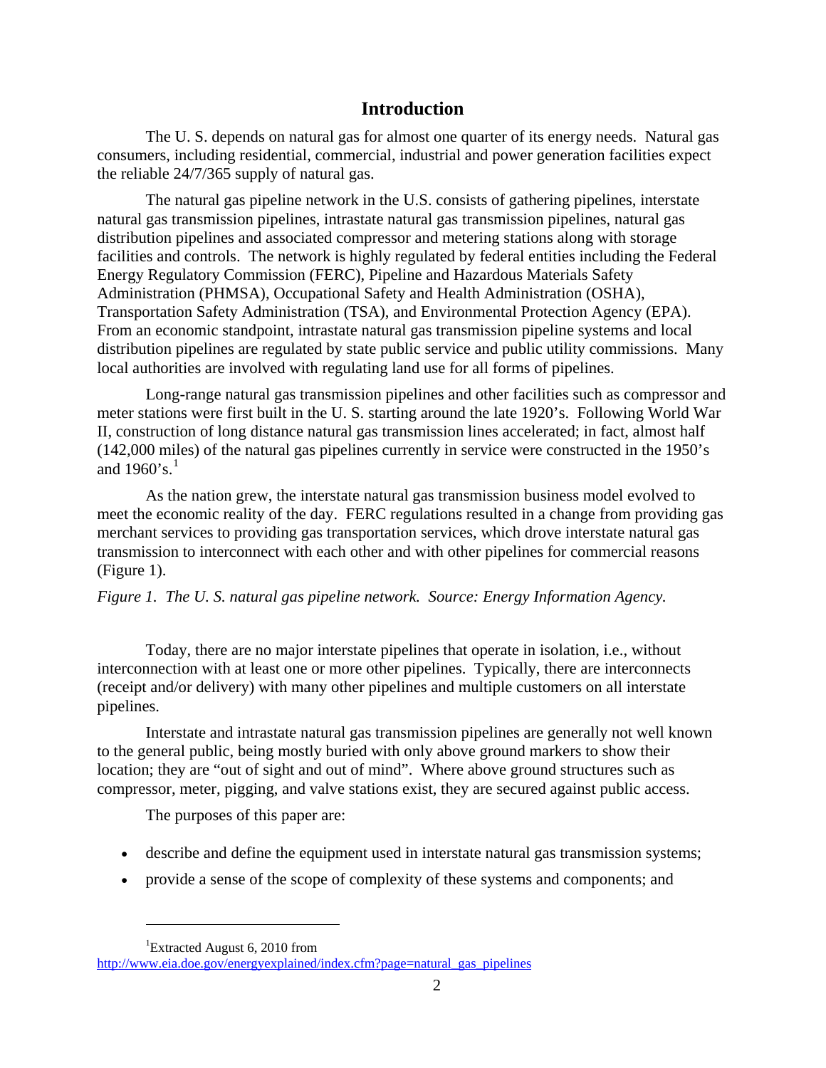## Introduction

The U. S. depends on natural gas for almost one quarter of its energy needs. Natural gas consumers, including residential, commercial, industrial and power generation facilities expect the reliable 24/7/365 supply of natural gas.

The natural gas pipeline network in the U.S. consists of gathering pipelines, interstate natural gas transmission pipelines, intrastate natural gas transmission pipelines, natural gas distribution pipelines and associated compressor and metering stations along with storage facilities and controls. The network is highly regulated by federal entities including the Federal Energy Regulatory Commission (FERC), Pipeline and Hazardous Materials Safety Administration (PHMSA), Occupational Safety and Health Administration (OSHA), Transportation Safety Administration (TSA), and Environmental Protection Agency (EPA). From an economic standpoint, intrastate natural gas transmission pipeline systems and local distribution pipelines are regulated by state public service and public utility commissions. Many local authorities are involved with regulating land use for all forms of pipelines.

Long-range natural gas transmission pipelines and other facilities such as compressor and meter stations were first built in the U. S. starting around the late 1920's. Following World War II, construction of long distance natural gas transmission lines accelerated; in fact, almost half (142,000 miles) of the natural gas pipelines currently in service were constructed in the 1950's and 1960's.[1]

As the nation grew, the interstate natural gas transmission business model evolved to meet the economic reality of the day. FERC regulations resulted in a change from providing gas merchant services to providing gas transportation services, which drove interstate natural gas transmission to interconnect with each other and with other pipelines for commercial reasons (Figure 1).

*Figure 1. The U. S. natural gas pipeline network. Source: Energy Information Agency.*

Today, there are no major interstate pipelines that operate in isolation, i.e., without interconnection with at least one or more other pipelines. Typically, there are interconnects (receipt and/or delivery) with many other pipelines and multiple customers on all interstate pipelines.

Interstate and intrastate natural gas transmission pipelines are generally not well known to the general public, being mostly buried with only above ground markers to show their location; they are "out of sight and out of mind". Where above ground structures such as compressor, meter, pigging, and valve stations exist, they are secured against public access.

The purposes of this paper are:

- describe and define the equipment used in interstate natural gas transmission systems;
- provide a sense of the scope of complexity of these systems and components; and

[1] Extracted August 6, 2010 from http://www.eia.doe.gov/energyexplained/index.cfm?page=natural_gas_pipelines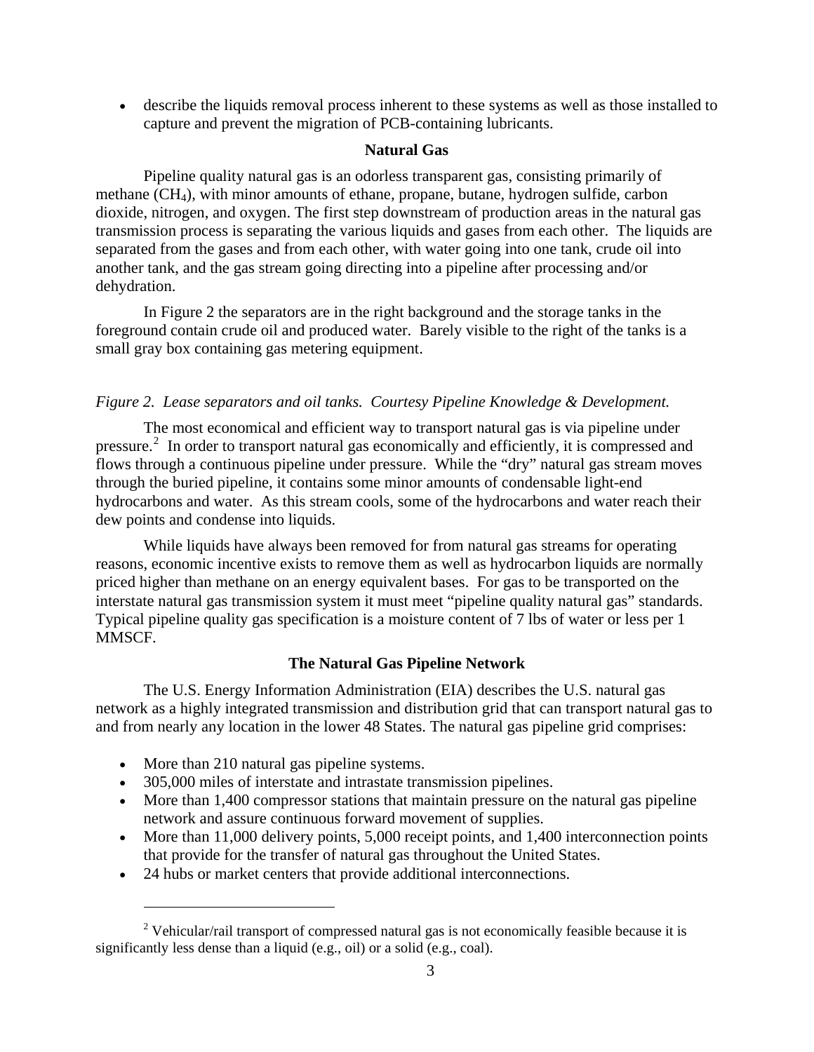- describe the liquids removal process inherent to these systems as well as those installed to capture and prevent the migration of PCB-containing lubricants.

## Natural Gas

Pipeline quality natural gas is an odorless transparent gas, consisting primarily of methane ($CH_4$), with minor amounts of ethane, propane, butane, hydrogen sulfide, carbon dioxide, nitrogen, and oxygen. The first step downstream of production areas in the natural gas transmission process is separating the various liquids and gases from each other. The liquids are separated from the gases and from each other, with water going into one tank, crude oil into another tank, and the gas stream going directing into a pipeline after processing and/or dehydration.

In Figure 2 the separators are in the right background and the storage tanks in the foreground contain crude oil and produced water. Barely visible to the right of the tanks is a small gray box containing gas metering equipment.

*Figure 2. Lease separators and oil tanks. Courtesy Pipeline Knowledge & Development.*

The most economical and efficient way to transport natural gas is via pipeline under pressure.[2] In order to transport natural gas economically and efficiently, it is compressed and flows through a continuous pipeline under pressure. While the "dry" natural gas stream moves through the buried pipeline, it contains some minor amounts of condensable light-end hydrocarbons and water. As this stream cools, some of the hydrocarbons and water reach their dew points and condense into liquids.

While liquids have always been removed for from natural gas streams for operating reasons, economic incentive exists to remove them as well as hydrocarbon liquids are normally priced higher than methane on an energy equivalent bases. For gas to be transported on the interstate natural gas transmission system it must meet "pipeline quality natural gas" standards. Typical pipeline quality gas specification is a moisture content of 7 lbs of water or less per 1 MMSCF.

## The Natural Gas Pipeline Network

The U.S. Energy Information Administration (EIA) describes the U.S. natural gas network as a highly integrated transmission and distribution grid that can transport natural gas to and from nearly any location in the lower 48 States. The natural gas pipeline grid comprises:

- More than 210 natural gas pipeline systems.
- 305,000 miles of interstate and intrastate transmission pipelines.
- More than 1,400 compressor stations that maintain pressure on the natural gas pipeline network and assure continuous forward movement of supplies.
- More than 11,000 delivery points, 5,000 receipt points, and 1,400 interconnection points that provide for the transfer of natural gas throughout the United States.
- 24 hubs or market centers that provide additional interconnections.

---

[2] Vehicular/rail transport of compressed natural gas is not economically feasible because it is significantly less dense than a liquid (e.g., oil) or a solid (e.g., coal).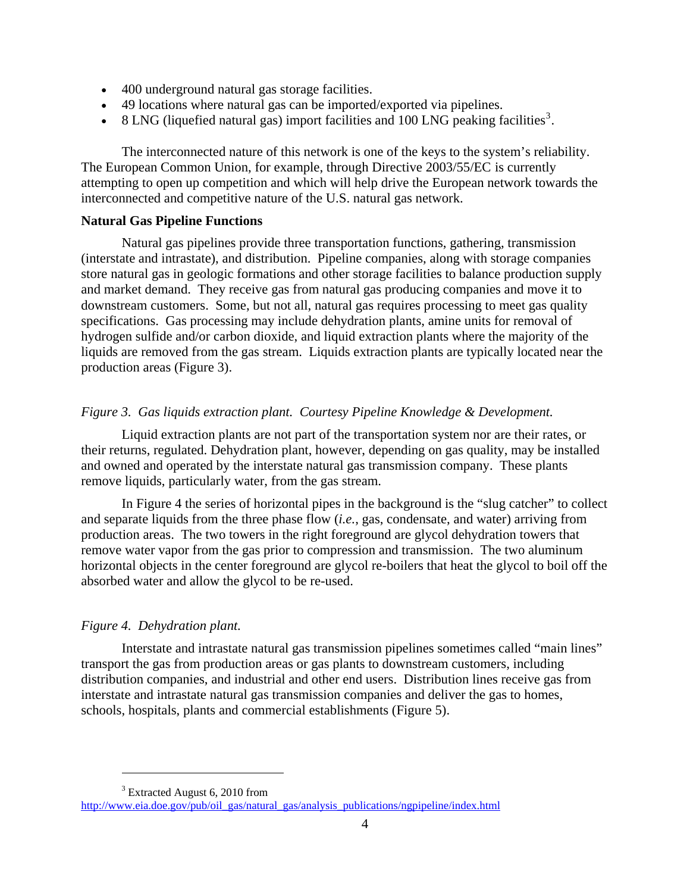- 400 underground natural gas storage facilities.
- 49 locations where natural gas can be imported/exported via pipelines.
- 8 LNG (liquefied natural gas) import facilities and 100 LNG peaking facilities[3].

The interconnected nature of this network is one of the keys to the system's reliability. The European Common Union, for example, through Directive 2003/55/EC is currently attempting to open up competition and which will help drive the European network towards the interconnected and competitive nature of the U.S. natural gas network.

**Natural Gas Pipeline Functions**

Natural gas pipelines provide three transportation functions, gathering, transmission (interstate and intrastate), and distribution. Pipeline companies, along with storage companies store natural gas in geologic formations and other storage facilities to balance production supply and market demand. They receive gas from natural gas producing companies and move it to downstream customers. Some, but not all, natural gas requires processing to meet gas quality specifications. Gas processing may include dehydration plants, amine units for removal of hydrogen sulfide and/or carbon dioxide, and liquid extraction plants where the majority of the liquids are removed from the gas stream. Liquids extraction plants are typically located near the production areas (Figure 3).

*Figure 3. Gas liquids extraction plant. Courtesy Pipeline Knowledge & Development.*

Liquid extraction plants are not part of the transportation system nor are their rates, or their returns, regulated. Dehydration plant, however, depending on gas quality, may be installed and owned and operated by the interstate natural gas transmission company. These plants remove liquids, particularly water, from the gas stream.

In Figure 4 the series of horizontal pipes in the background is the "slug catcher" to collect and separate liquids from the three phase flow (*i.e.*, gas, condensate, and water) arriving from production areas. The two towers in the right foreground are glycol dehydration towers that remove water vapor from the gas prior to compression and transmission. The two aluminum horizontal objects in the center foreground are glycol re-boilers that heat the glycol to boil off the absorbed water and allow the glycol to be re-used.

*Figure 4. Dehydration plant.*

Interstate and intrastate natural gas transmission pipelines sometimes called "main lines" transport the gas from production areas or gas plants to downstream customers, including distribution companies, and industrial and other end users. Distribution lines receive gas from interstate and intrastate natural gas transmission companies and deliver the gas to homes, schools, hospitals, plants and commercial establishments (Figure 5).

---

[3] Extracted August 6, 2010 from http://www.eia.doe.gov/pub/oil_gas/natural_gas/analysis_publications/ngpipeline/index.html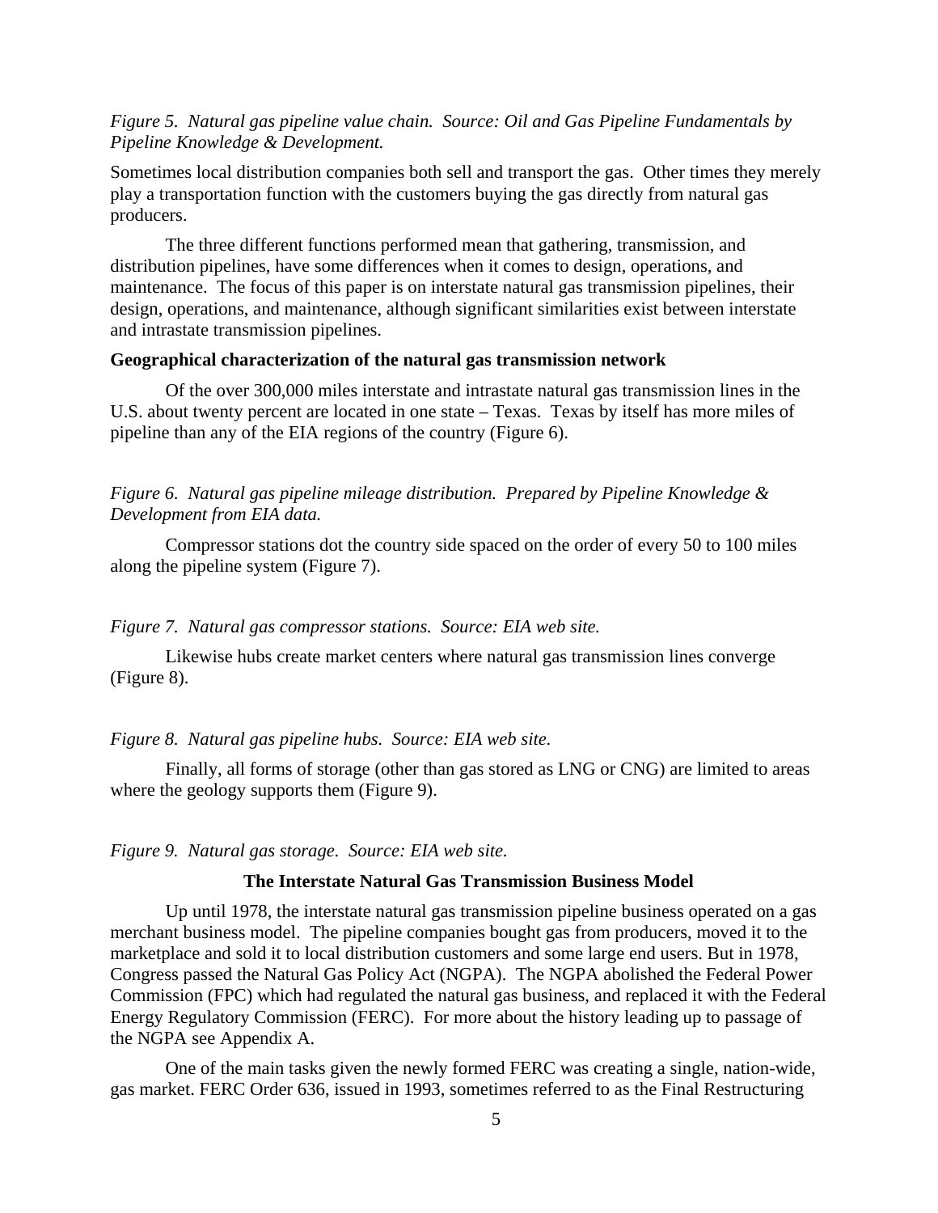*Figure 5. Natural gas pipeline value chain. Source: Oil and Gas Pipeline Fundamentals by Pipeline Knowledge & Development.*

Sometimes local distribution companies both sell and transport the gas. Other times they merely play a transportation function with the customers buying the gas directly from natural gas producers.

The three different functions performed mean that gathering, transmission, and distribution pipelines, have some differences when it comes to design, operations, and maintenance. The focus of this paper is on interstate natural gas transmission pipelines, their design, operations, and maintenance, although significant similarities exist between interstate and intrastate transmission pipelines.

**Geographical characterization of the natural gas transmission network**

Of the over 300,000 miles interstate and intrastate natural gas transmission lines in the U.S. about twenty percent are located in one state – Texas. Texas by itself has more miles of pipeline than any of the EIA regions of the country (Figure 6).

*Figure 6. Natural gas pipeline mileage distribution. Prepared by Pipeline Knowledge & Development from EIA data.*

Compressor stations dot the country side spaced on the order of every 50 to 100 miles along the pipeline system (Figure 7).

*Figure 7. Natural gas compressor stations. Source: EIA web site.*

Likewise hubs create market centers where natural gas transmission lines converge (Figure 8).

*Figure 8. Natural gas pipeline hubs. Source: EIA web site.*

Finally, all forms of storage (other than gas stored as LNG or CNG) are limited to areas where the geology supports them (Figure 9).

*Figure 9. Natural gas storage. Source: EIA web site.*

## The Interstate Natural Gas Transmission Business Model

Up until 1978, the interstate natural gas transmission pipeline business operated on a gas merchant business model. The pipeline companies bought gas from producers, moved it to the marketplace and sold it to local distribution customers and some large end users. But in 1978, Congress passed the Natural Gas Policy Act (NGPA). The NGPA abolished the Federal Power Commission (FPC) which had regulated the natural gas business, and replaced it with the Federal Energy Regulatory Commission (FERC). For more about the history leading up to passage of the NGPA see Appendix A.

One of the main tasks given the newly formed FERC was creating a single, nation-wide, gas market. FERC Order 636, issued in 1993, sometimes referred to as the Final Restructuring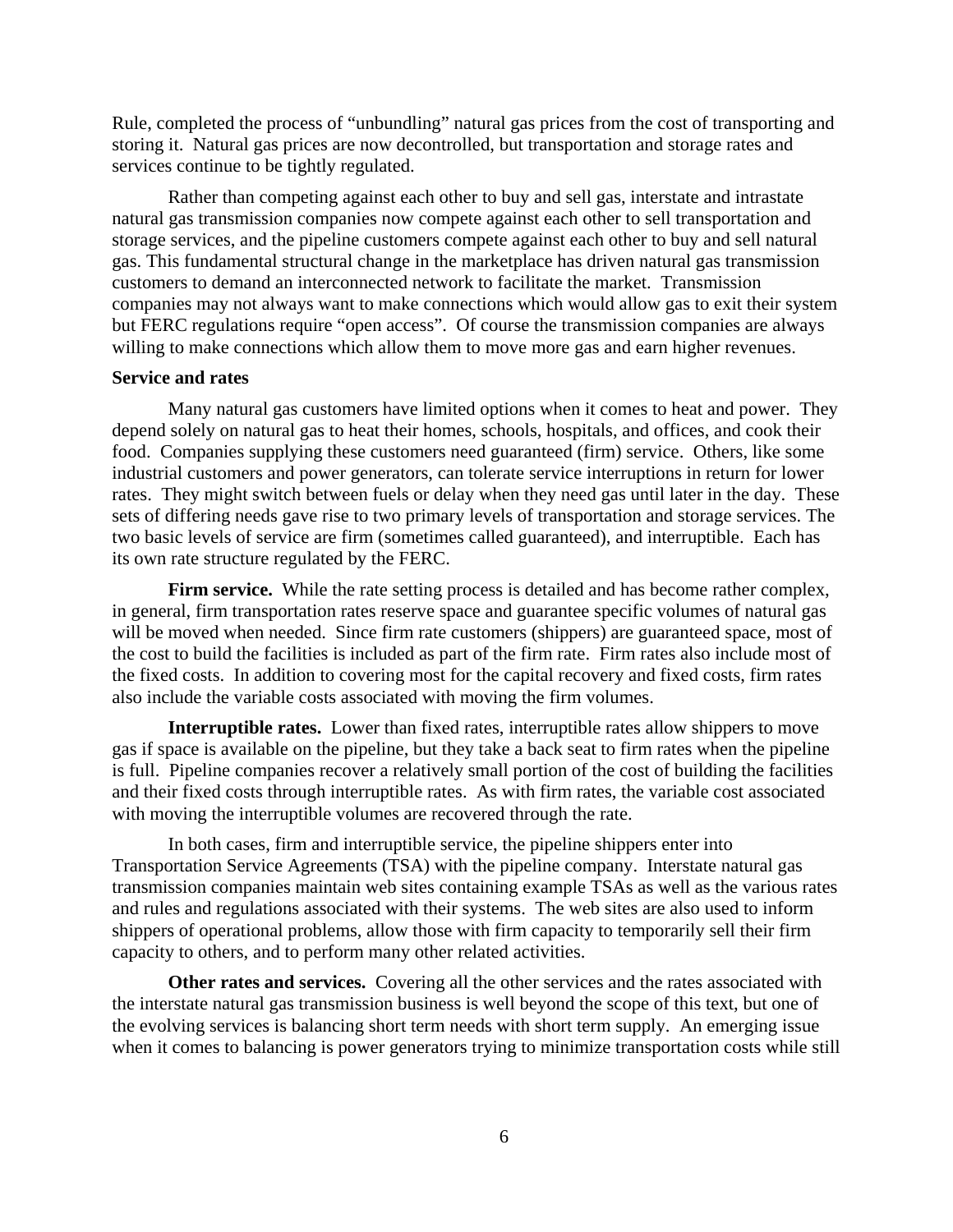Rule, completed the process of "unbundling" natural gas prices from the cost of transporting and storing it. Natural gas prices are now decontrolled, but transportation and storage rates and services continue to be tightly regulated.

Rather than competing against each other to buy and sell gas, interstate and intrastate natural gas transmission companies now compete against each other to sell transportation and storage services, and the pipeline customers compete against each other to buy and sell natural gas. This fundamental structural change in the marketplace has driven natural gas transmission customers to demand an interconnected network to facilitate the market. Transmission companies may not always want to make connections which would allow gas to exit their system but FERC regulations require "open access". Of course the transmission companies are always willing to make connections which allow them to move more gas and earn higher revenues.

**Service and rates**

Many natural gas customers have limited options when it comes to heat and power. They depend solely on natural gas to heat their homes, schools, hospitals, and offices, and cook their food. Companies supplying these customers need guaranteed (firm) service. Others, like some industrial customers and power generators, can tolerate service interruptions in return for lower rates. They might switch between fuels or delay when they need gas until later in the day. These sets of differing needs gave rise to two primary levels of transportation and storage services. The two basic levels of service are firm (sometimes called guaranteed), and interruptible. Each has its own rate structure regulated by the FERC.

**Firm service.** While the rate setting process is detailed and has become rather complex, in general, firm transportation rates reserve space and guarantee specific volumes of natural gas will be moved when needed. Since firm rate customers (shippers) are guaranteed space, most of the cost to build the facilities is included as part of the firm rate. Firm rates also include most of the fixed costs. In addition to covering most for the capital recovery and fixed costs, firm rates also include the variable costs associated with moving the firm volumes.

**Interruptible rates.** Lower than fixed rates, interruptible rates allow shippers to move gas if space is available on the pipeline, but they take a back seat to firm rates when the pipeline is full. Pipeline companies recover a relatively small portion of the cost of building the facilities and their fixed costs through interruptible rates. As with firm rates, the variable cost associated with moving the interruptible volumes are recovered through the rate.

In both cases, firm and interruptible service, the pipeline shippers enter into Transportation Service Agreements (TSA) with the pipeline company. Interstate natural gas transmission companies maintain web sites containing example TSAs as well as the various rates and rules and regulations associated with their systems. The web sites are also used to inform shippers of operational problems, allow those with firm capacity to temporarily sell their firm capacity to others, and to perform many other related activities.

**Other rates and services.** Covering all the other services and the rates associated with the interstate natural gas transmission business is well beyond the scope of this text, but one of the evolving services is balancing short term needs with short term supply. An emerging issue when it comes to balancing is power generators trying to minimize transportation costs while still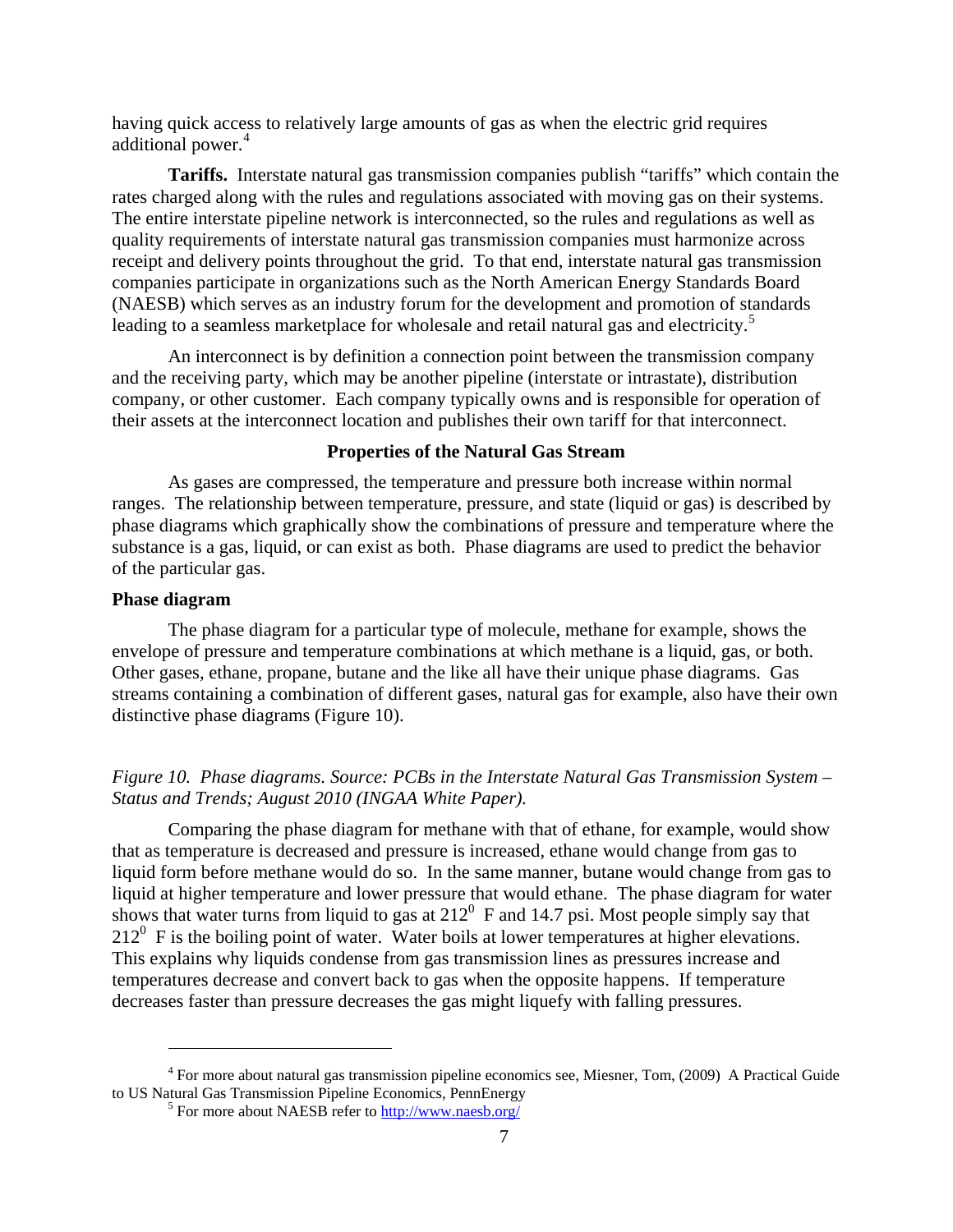having quick access to relatively large amounts of gas as when the electric grid requires additional power.[4]

**Tariffs.** Interstate natural gas transmission companies publish "tariffs" which contain the rates charged along with the rules and regulations associated with moving gas on their systems. The entire interstate pipeline network is interconnected, so the rules and regulations as well as quality requirements of interstate natural gas transmission companies must harmonize across receipt and delivery points throughout the grid. To that end, interstate natural gas transmission companies participate in organizations such as the North American Energy Standards Board (NAESB) which serves as an industry forum for the development and promotion of standards leading to a seamless marketplace for wholesale and retail natural gas and electricity.[5]

An interconnect is by definition a connection point between the transmission company and the receiving party, which may be another pipeline (interstate or intrastate), distribution company, or other customer. Each company typically owns and is responsible for operation of their assets at the interconnect location and publishes their own tariff for that interconnect.

## Properties of the Natural Gas Stream

As gases are compressed, the temperature and pressure both increase within normal ranges. The relationship between temperature, pressure, and state (liquid or gas) is described by phase diagrams which graphically show the combinations of pressure and temperature where the substance is a gas, liquid, or can exist as both. Phase diagrams are used to predict the behavior of the particular gas.

### Phase diagram

The phase diagram for a particular type of molecule, methane for example, shows the envelope of pressure and temperature combinations at which methane is a liquid, gas, or both. Other gases, ethane, propane, butane and the like all have their unique phase diagrams. Gas streams containing a combination of different gases, natural gas for example, also have their own distinctive phase diagrams (Figure 10).

*Figure 10. Phase diagrams. Source: PCBs in the Interstate Natural Gas Transmission System – Status and Trends; August 2010 (INGAA White Paper).*

Comparing the phase diagram for methane with that of ethane, for example, would show that as temperature is decreased and pressure is increased, ethane would change from gas to liquid form before methane would do so. In the same manner, butane would change from gas to liquid at higher temperature and lower pressure that would ethane. The phase diagram for water shows that water turns from liquid to gas at $212^0$ F and 14.7 psi. Most people simply say that $212^0$ F is the boiling point of water. Water boils at lower temperatures at higher elevations. This explains why liquids condense from gas transmission lines as pressures increase and temperatures decrease and convert back to gas when the opposite happens. If temperature decreases faster than pressure decreases the gas might liquefy with falling pressures.

---

[4] For more about natural gas transmission pipeline economics see, Miesner, Tom, (2009) A Practical Guide to US Natural Gas Transmission Pipeline Economics, PennEnergy

[5] For more about NAESB refer to http://www.naesb.org/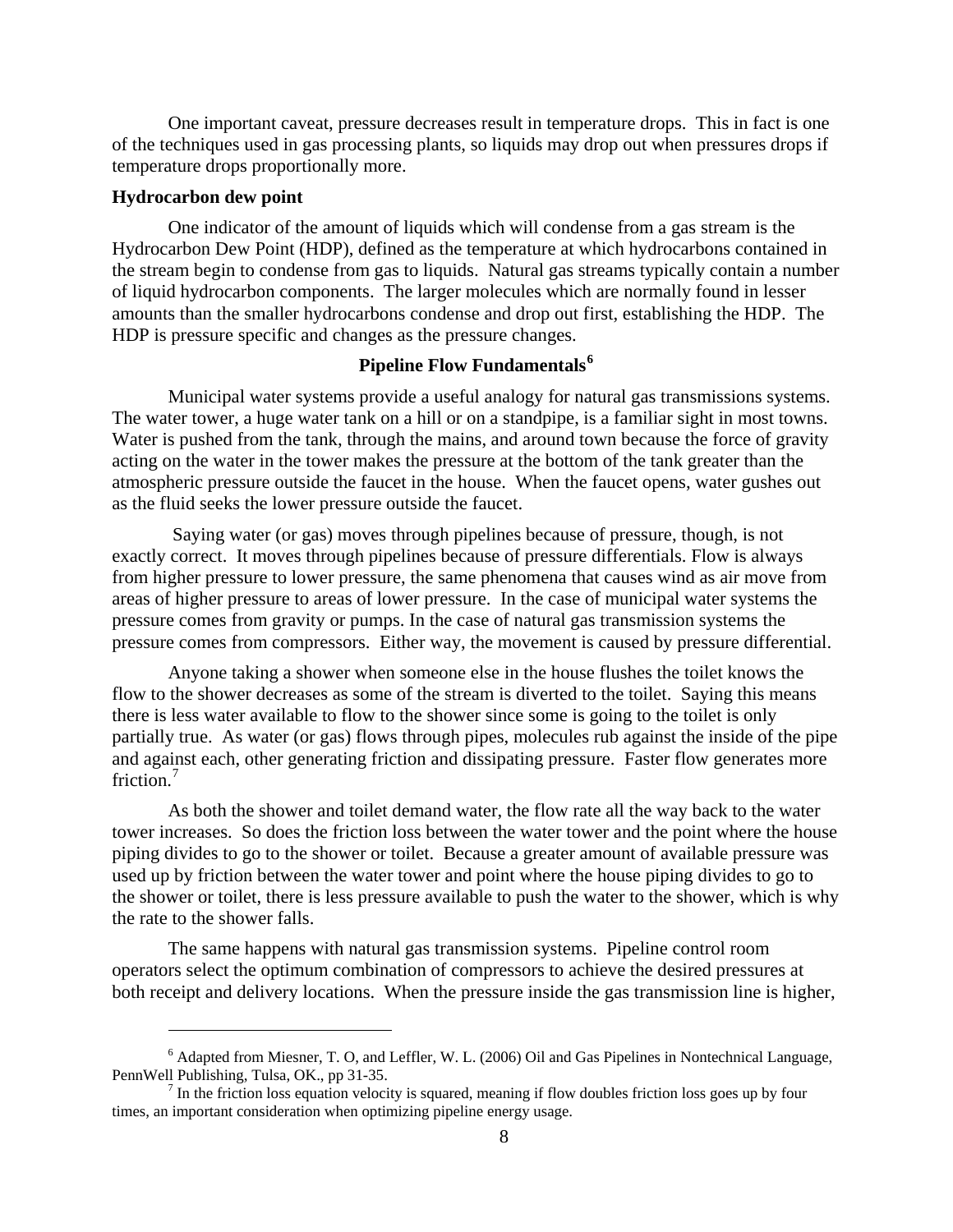One important caveat, pressure decreases result in temperature drops. This in fact is one of the techniques used in gas processing plants, so liquids may drop out when pressures drops if temperature drops proportionally more.

**Hydrocarbon dew point**

One indicator of the amount of liquids which will condense from a gas stream is the Hydrocarbon Dew Point (HDP), defined as the temperature at which hydrocarbons contained in the stream begin to condense from gas to liquids. Natural gas streams typically contain a number of liquid hydrocarbon components. The larger molecules which are normally found in lesser amounts than the smaller hydrocarbons condense and drop out first, establishing the HDP. The HDP is pressure specific and changes as the pressure changes.

## Pipeline Flow Fundamentals[6]

Municipal water systems provide a useful analogy for natural gas transmissions systems. The water tower, a huge water tank on a hill or on a standpipe, is a familiar sight in most towns. Water is pushed from the tank, through the mains, and around town because the force of gravity acting on the water in the tower makes the pressure at the bottom of the tank greater than the atmospheric pressure outside the faucet in the house. When the faucet opens, water gushes out as the fluid seeks the lower pressure outside the faucet.

Saying water (or gas) moves through pipelines because of pressure, though, is not exactly correct. It moves through pipelines because of pressure differentials. Flow is always from higher pressure to lower pressure, the same phenomena that causes wind as air move from areas of higher pressure to areas of lower pressure. In the case of municipal water systems the pressure comes from gravity or pumps. In the case of natural gas transmission systems the pressure comes from compressors. Either way, the movement is caused by pressure differential.

Anyone taking a shower when someone else in the house flushes the toilet knows the flow to the shower decreases as some of the stream is diverted to the toilet. Saying this means there is less water available to flow to the shower since some is going to the toilet is only partially true. As water (or gas) flows through pipes, molecules rub against the inside of the pipe and against each, other generating friction and dissipating pressure. Faster flow generates more friction.[7]

As both the shower and toilet demand water, the flow rate all the way back to the water tower increases. So does the friction loss between the water tower and the point where the house piping divides to go to the shower or toilet. Because a greater amount of available pressure was used up by friction between the water tower and point where the house piping divides to go to the shower or toilet, there is less pressure available to push the water to the shower, which is why the rate to the shower falls.

The same happens with natural gas transmission systems. Pipeline control room operators select the optimum combination of compressors to achieve the desired pressures at both receipt and delivery locations. When the pressure inside the gas transmission line is higher,

---

[6] Adapted from Miesner, T. O, and Leffler, W. L. (2006) Oil and Gas Pipelines in Nontechnical Language, PennWell Publishing, Tulsa, OK., pp 31-35.

[7] In the friction loss equation velocity is squared, meaning if flow doubles friction loss goes up by four times, an important consideration when optimizing pipeline energy usage.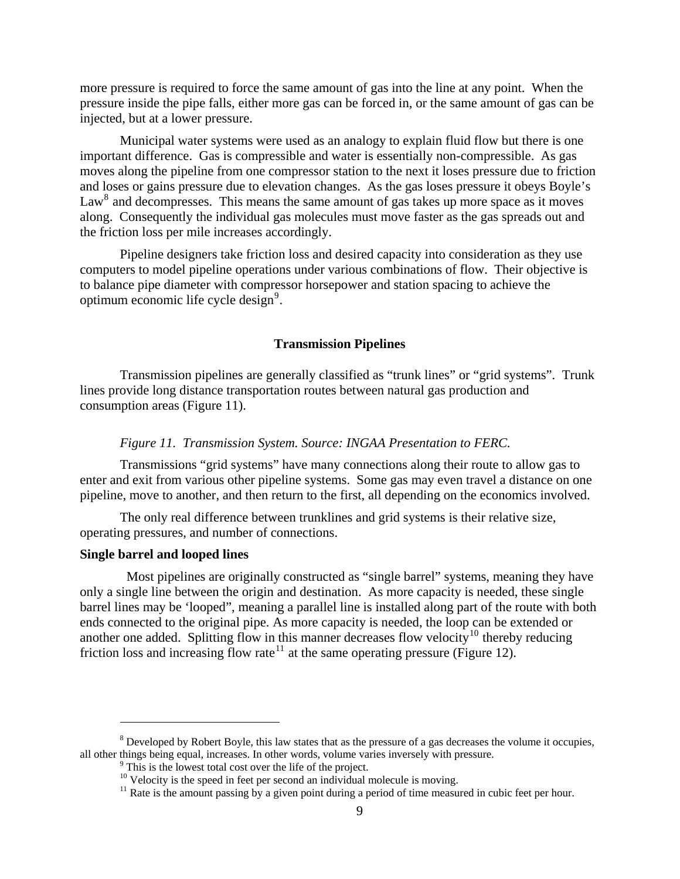more pressure is required to force the same amount of gas into the line at any point. When the pressure inside the pipe falls, either more gas can be forced in, or the same amount of gas can be injected, but at a lower pressure.

Municipal water systems were used as an analogy to explain fluid flow but there is one important difference. Gas is compressible and water is essentially non-compressible. As gas moves along the pipeline from one compressor station to the next it loses pressure due to friction and loses or gains pressure due to elevation changes. As the gas loses pressure it obeys Boyle's Law[8] and decompresses. This means the same amount of gas takes up more space as it moves along. Consequently the individual gas molecules must move faster as the gas spreads out and the friction loss per mile increases accordingly.

Pipeline designers take friction loss and desired capacity into consideration as they use computers to model pipeline operations under various combinations of flow. Their objective is to balance pipe diameter with compressor horsepower and station spacing to achieve the optimum economic life cycle design[9].

## Transmission Pipelines

Transmission pipelines are generally classified as "trunk lines" or "grid systems". Trunk lines provide long distance transportation routes between natural gas production and consumption areas (Figure 11).

*Figure 11. Transmission System. Source: INGAA Presentation to FERC.*

Transmissions "grid systems" have many connections along their route to allow gas to enter and exit from various other pipeline systems. Some gas may even travel a distance on one pipeline, move to another, and then return to the first, all depending on the economics involved.

The only real difference between trunklines and grid systems is their relative size, operating pressures, and number of connections.

### Single barrel and looped lines

Most pipelines are originally constructed as "single barrel" systems, meaning they have only a single line between the origin and destination. As more capacity is needed, these single barrel lines may be 'looped", meaning a parallel line is installed along part of the route with both ends connected to the original pipe. As more capacity is needed, the loop can be extended or another one added. Splitting flow in this manner decreases flow velocity[10] thereby reducing friction loss and increasing flow rate[11] at the same operating pressure (Figure 12).

---

[8] Developed by Robert Boyle, this law states that as the pressure of a gas decreases the volume it occupies, all other things being equal, increases. In other words, volume varies inversely with pressure.

[9] This is the lowest total cost over the life of the project.

[10] Velocity is the speed in feet per second an individual molecule is moving.

[11] Rate is the amount passing by a given point during a period of time measured in cubic feet per hour.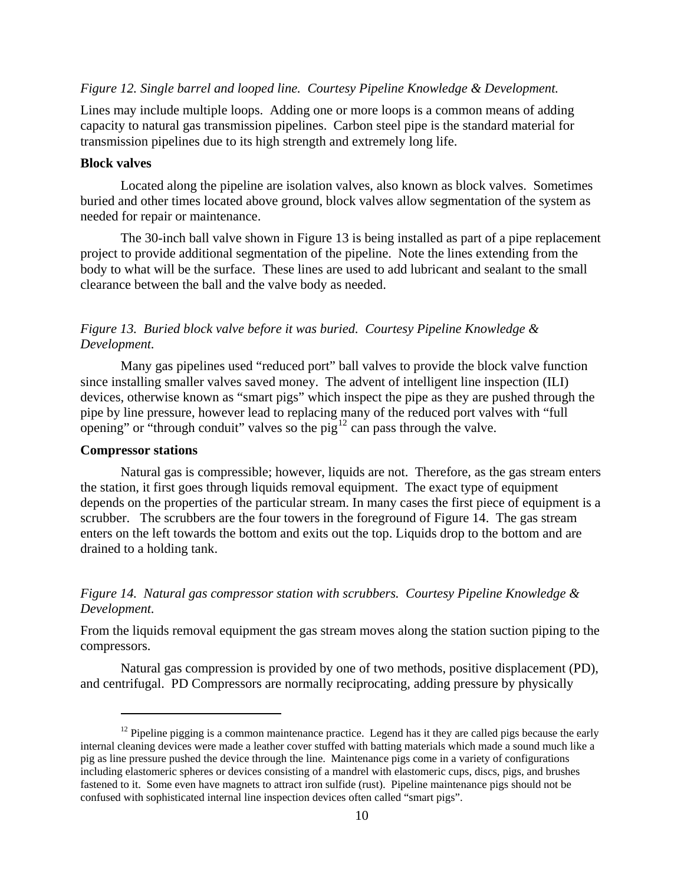*Figure 12. Single barrel and looped line. Courtesy Pipeline Knowledge & Development.*

Lines may include multiple loops. Adding one or more loops is a common means of adding capacity to natural gas transmission pipelines. Carbon steel pipe is the standard material for transmission pipelines due to its high strength and extremely long life.

**Block valves**

Located along the pipeline are isolation valves, also known as block valves. Sometimes buried and other times located above ground, block valves allow segmentation of the system as needed for repair or maintenance.

The 30-inch ball valve shown in Figure 13 is being installed as part of a pipe replacement project to provide additional segmentation of the pipeline. Note the lines extending from the body to what will be the surface. These lines are used to add lubricant and sealant to the small clearance between the ball and the valve body as needed.

*Figure 13. Buried block valve before it was buried. Courtesy Pipeline Knowledge & Development.*

Many gas pipelines used "reduced port" ball valves to provide the block valve function since installing smaller valves saved money. The advent of intelligent line inspection (ILI) devices, otherwise known as "smart pigs" which inspect the pipe as they are pushed through the pipe by line pressure, however lead to replacing many of the reduced port valves with "full opening" or "through conduit" valves so the pig[12] can pass through the valve.

**Compressor stations**

Natural gas is compressible; however, liquids are not. Therefore, as the gas stream enters the station, it first goes through liquids removal equipment. The exact type of equipment depends on the properties of the particular stream. In many cases the first piece of equipment is a scrubber. The scrubbers are the four towers in the foreground of Figure 14. The gas stream enters on the left towards the bottom and exits out the top. Liquids drop to the bottom and are drained to a holding tank.

*Figure 14. Natural gas compressor station with scrubbers. Courtesy Pipeline Knowledge & Development.*

From the liquids removal equipment the gas stream moves along the station suction piping to the compressors.

Natural gas compression is provided by one of two methods, positive displacement (PD), and centrifugal. PD Compressors are normally reciprocating, adding pressure by physically

---

[12] Pipeline pigging is a common maintenance practice. Legend has it they are called pigs because the early internal cleaning devices were made a leather cover stuffed with batting materials which made a sound much like a pig as line pressure pushed the device through the line. Maintenance pigs come in a variety of configurations including elastomeric spheres or devices consisting of a mandrel with elastomeric cups, discs, pigs, and brushes fastened to it. Some even have magnets to attract iron sulfide (rust). Pipeline maintenance pigs should not be confused with sophisticated internal line inspection devices often called "smart pigs".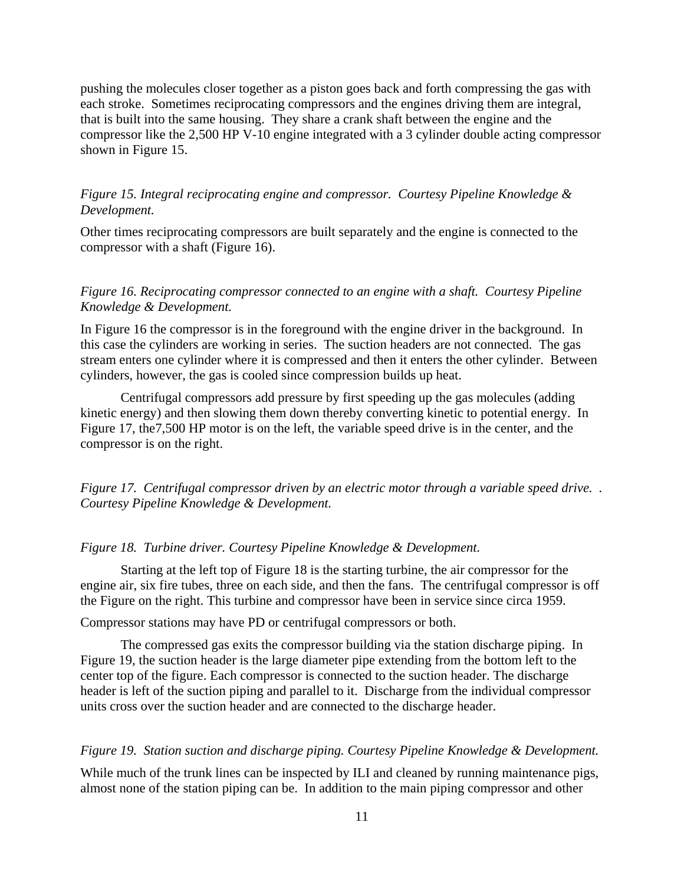pushing the molecules closer together as a piston goes back and forth compressing the gas with each stroke. Sometimes reciprocating compressors and the engines driving them are integral, that is built into the same housing. They share a crank shaft between the engine and the compressor like the 2,500 HP V-10 engine integrated with a 3 cylinder double acting compressor shown in Figure 15.

*Figure 15. Integral reciprocating engine and compressor. Courtesy Pipeline Knowledge & Development.*

Other times reciprocating compressors are built separately and the engine is connected to the compressor with a shaft (Figure 16).

*Figure 16. Reciprocating compressor connected to an engine with a shaft. Courtesy Pipeline Knowledge & Development.*

In Figure 16 the compressor is in the foreground with the engine driver in the background. In this case the cylinders are working in series. The suction headers are not connected. The gas stream enters one cylinder where it is compressed and then it enters the other cylinder. Between cylinders, however, the gas is cooled since compression builds up heat.

Centrifugal compressors add pressure by first speeding up the gas molecules (adding kinetic energy) and then slowing them down thereby converting kinetic to potential energy. In Figure 17, the7,500 HP motor is on the left, the variable speed drive is in the center, and the compressor is on the right.

*Figure 17. Centrifugal compressor driven by an electric motor through a variable speed drive. . Courtesy Pipeline Knowledge & Development.*

*Figure 18. Turbine driver. Courtesy Pipeline Knowledge & Development.*

Starting at the left top of Figure 18 is the starting turbine, the air compressor for the engine air, six fire tubes, three on each side, and then the fans. The centrifugal compressor is off the Figure on the right. This turbine and compressor have been in service since circa 1959.

Compressor stations may have PD or centrifugal compressors or both.

The compressed gas exits the compressor building via the station discharge piping. In Figure 19, the suction header is the large diameter pipe extending from the bottom left to the center top of the figure. Each compressor is connected to the suction header. The discharge header is left of the suction piping and parallel to it. Discharge from the individual compressor units cross over the suction header and are connected to the discharge header.

*Figure 19. Station suction and discharge piping. Courtesy Pipeline Knowledge & Development.*

While much of the trunk lines can be inspected by ILI and cleaned by running maintenance pigs, almost none of the station piping can be. In addition to the main piping compressor and other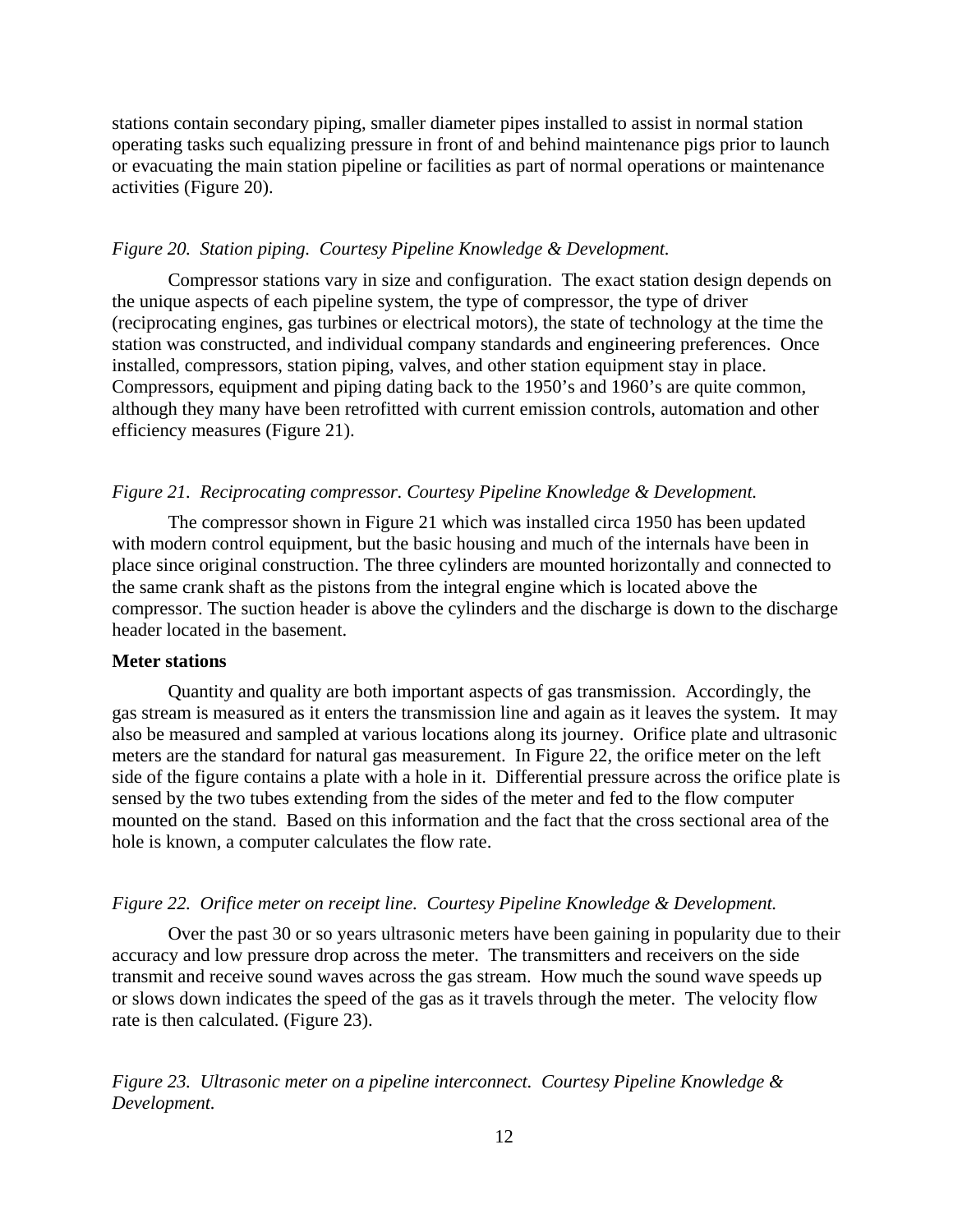stations contain secondary piping, smaller diameter pipes installed to assist in normal station operating tasks such equalizing pressure in front of and behind maintenance pigs prior to launch or evacuating the main station pipeline or facilities as part of normal operations or maintenance activities (Figure 20).

*Figure 20. Station piping. Courtesy Pipeline Knowledge & Development.*

Compressor stations vary in size and configuration. The exact station design depends on the unique aspects of each pipeline system, the type of compressor, the type of driver (reciprocating engines, gas turbines or electrical motors), the state of technology at the time the station was constructed, and individual company standards and engineering preferences. Once installed, compressors, station piping, valves, and other station equipment stay in place. Compressors, equipment and piping dating back to the 1950's and 1960's are quite common, although they many have been retrofitted with current emission controls, automation and other efficiency measures (Figure 21).

*Figure 21. Reciprocating compressor. Courtesy Pipeline Knowledge & Development.*

The compressor shown in Figure 21 which was installed circa 1950 has been updated with modern control equipment, but the basic housing and much of the internals have been in place since original construction. The three cylinders are mounted horizontally and connected to the same crank shaft as the pistons from the integral engine which is located above the compressor. The suction header is above the cylinders and the discharge is down to the discharge header located in the basement.

**Meter stations**

Quantity and quality are both important aspects of gas transmission. Accordingly, the gas stream is measured as it enters the transmission line and again as it leaves the system. It may also be measured and sampled at various locations along its journey. Orifice plate and ultrasonic meters are the standard for natural gas measurement. In Figure 22, the orifice meter on the left side of the figure contains a plate with a hole in it. Differential pressure across the orifice plate is sensed by the two tubes extending from the sides of the meter and fed to the flow computer mounted on the stand. Based on this information and the fact that the cross sectional area of the hole is known, a computer calculates the flow rate.

*Figure 22. Orifice meter on receipt line. Courtesy Pipeline Knowledge & Development.*

Over the past 30 or so years ultrasonic meters have been gaining in popularity due to their accuracy and low pressure drop across the meter. The transmitters and receivers on the side transmit and receive sound waves across the gas stream. How much the sound wave speeds up or slows down indicates the speed of the gas as it travels through the meter. The velocity flow rate is then calculated. (Figure 23).

*Figure 23. Ultrasonic meter on a pipeline interconnect. Courtesy Pipeline Knowledge & Development.*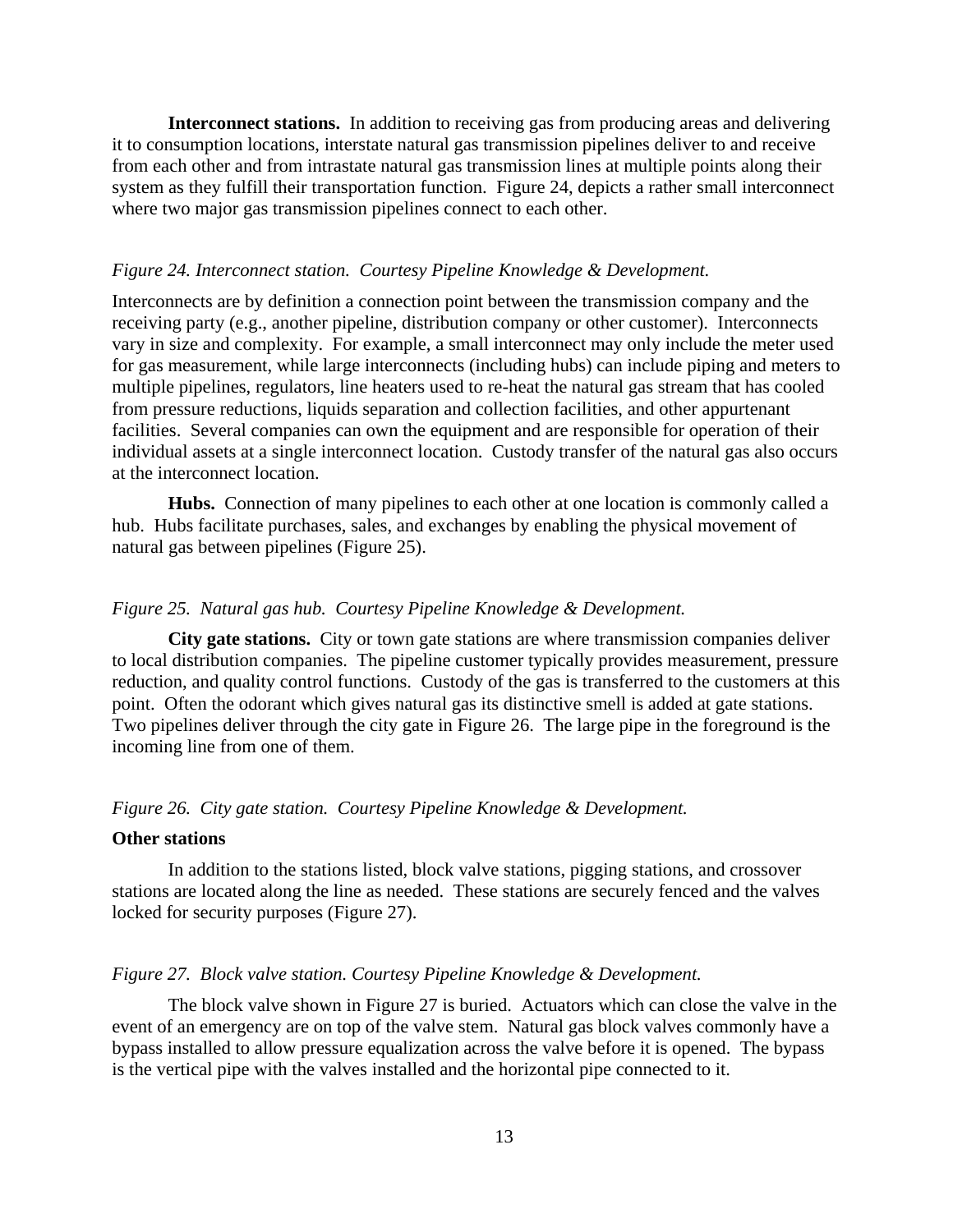**Interconnect stations.** In addition to receiving gas from producing areas and delivering it to consumption locations, interstate natural gas transmission pipelines deliver to and receive from each other and from intrastate natural gas transmission lines at multiple points along their system as they fulfill their transportation function. Figure 24, depicts a rather small interconnect where two major gas transmission pipelines connect to each other.

*Figure 24. Interconnect station. Courtesy Pipeline Knowledge & Development.*

Interconnects are by definition a connection point between the transmission company and the receiving party (e.g., another pipeline, distribution company or other customer). Interconnects vary in size and complexity. For example, a small interconnect may only include the meter used for gas measurement, while large interconnects (including hubs) can include piping and meters to multiple pipelines, regulators, line heaters used to re-heat the natural gas stream that has cooled from pressure reductions, liquids separation and collection facilities, and other appurtenant facilities. Several companies can own the equipment and are responsible for operation of their individual assets at a single interconnect location. Custody transfer of the natural gas also occurs at the interconnect location.

**Hubs.** Connection of many pipelines to each other at one location is commonly called a hub. Hubs facilitate purchases, sales, and exchanges by enabling the physical movement of natural gas between pipelines (Figure 25).

*Figure 25. Natural gas hub. Courtesy Pipeline Knowledge & Development.*

**City gate stations.** City or town gate stations are where transmission companies deliver to local distribution companies. The pipeline customer typically provides measurement, pressure reduction, and quality control functions. Custody of the gas is transferred to the customers at this point. Often the odorant which gives natural gas its distinctive smell is added at gate stations. Two pipelines deliver through the city gate in Figure 26. The large pipe in the foreground is the incoming line from one of them.

*Figure 26. City gate station. Courtesy Pipeline Knowledge & Development.*

**Other stations**

In addition to the stations listed, block valve stations, pigging stations, and crossover stations are located along the line as needed. These stations are securely fenced and the valves locked for security purposes (Figure 27).

*Figure 27. Block valve station. Courtesy Pipeline Knowledge & Development.*

The block valve shown in Figure 27 is buried. Actuators which can close the valve in the event of an emergency are on top of the valve stem. Natural gas block valves commonly have a bypass installed to allow pressure equalization across the valve before it is opened. The bypass is the vertical pipe with the valves installed and the horizontal pipe connected to it.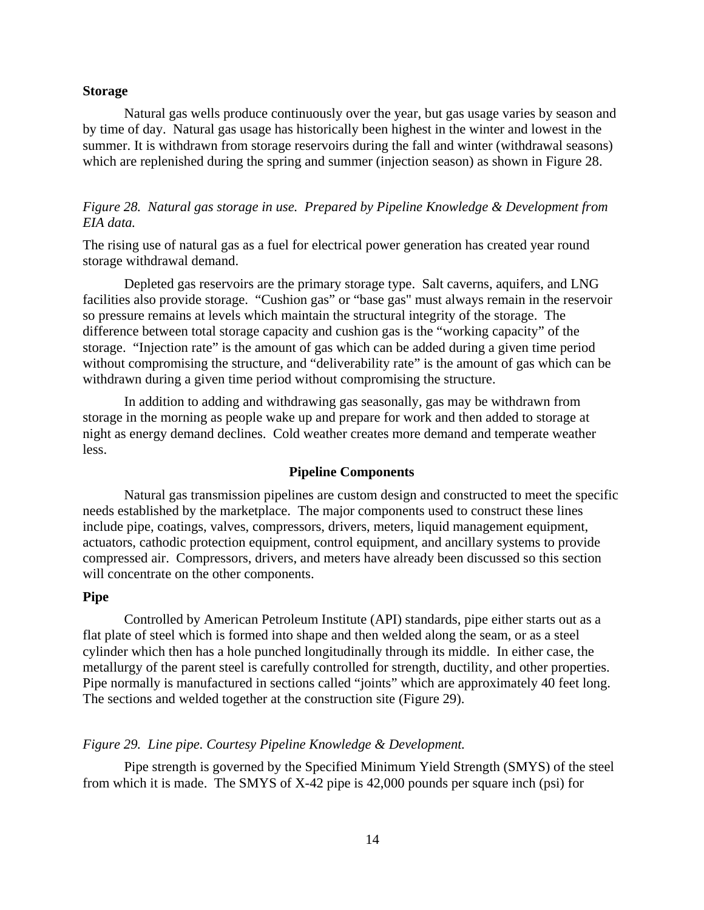### Storage

Natural gas wells produce continuously over the year, but gas usage varies by season and by time of day. Natural gas usage has historically been highest in the winter and lowest in the summer. It is withdrawn from storage reservoirs during the fall and winter (withdrawal seasons) which are replenished during the spring and summer (injection season) as shown in Figure 28.

*Figure 28. Natural gas storage in use. Prepared by Pipeline Knowledge & Development from EIA data.*

The rising use of natural gas as a fuel for electrical power generation has created year round storage withdrawal demand.

Depleted gas reservoirs are the primary storage type. Salt caverns, aquifers, and LNG facilities also provide storage. "Cushion gas" or "base gas" must always remain in the reservoir so pressure remains at levels which maintain the structural integrity of the storage. The difference between total storage capacity and cushion gas is the "working capacity" of the storage. "Injection rate" is the amount of gas which can be added during a given time period without compromising the structure, and "deliverability rate" is the amount of gas which can be withdrawn during a given time period without compromising the structure.

In addition to adding and withdrawing gas seasonally, gas may be withdrawn from storage in the morning as people wake up and prepare for work and then added to storage at night as energy demand declines. Cold weather creates more demand and temperate weather less.

## Pipeline Components

Natural gas transmission pipelines are custom design and constructed to meet the specific needs established by the marketplace. The major components used to construct these lines include pipe, coatings, valves, compressors, drivers, meters, liquid management equipment, actuators, cathodic protection equipment, control equipment, and ancillary systems to provide compressed air. Compressors, drivers, and meters have already been discussed so this section will concentrate on the other components.

### Pipe

Controlled by American Petroleum Institute (API) standards, pipe either starts out as a flat plate of steel which is formed into shape and then welded along the seam, or as a steel cylinder which then has a hole punched longitudinally through its middle. In either case, the metallurgy of the parent steel is carefully controlled for strength, ductility, and other properties. Pipe normally is manufactured in sections called "joints" which are approximately 40 feet long. The sections and welded together at the construction site (Figure 29).

*Figure 29. Line pipe. Courtesy Pipeline Knowledge & Development.*

Pipe strength is governed by the Specified Minimum Yield Strength (SMYS) of the steel from which it is made. The SMYS of X-42 pipe is 42,000 pounds per square inch (psi) for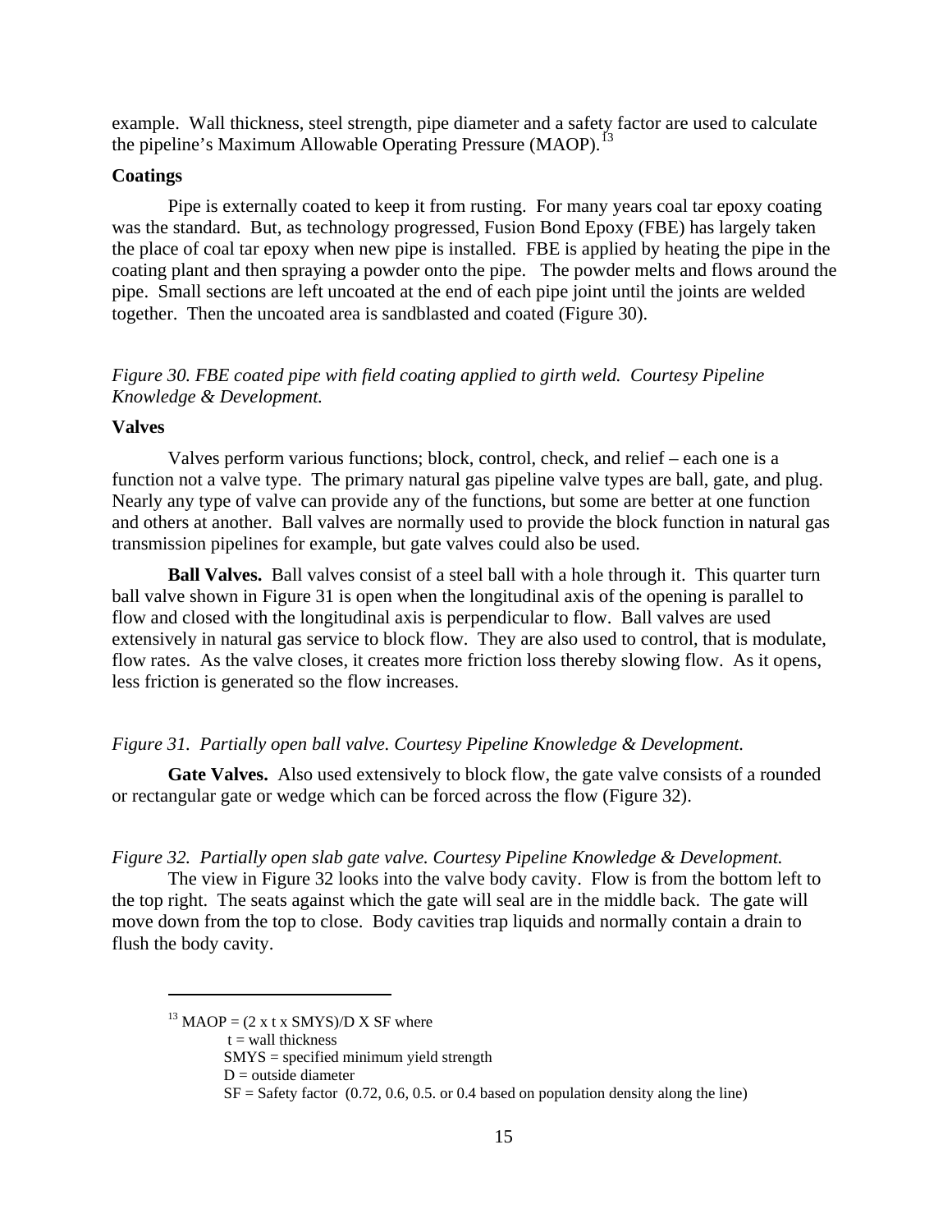example. Wall thickness, steel strength, pipe diameter and a safety factor are used to calculate the pipeline's Maximum Allowable Operating Pressure (MAOP).[13]

**Coatings**

Pipe is externally coated to keep it from rusting. For many years coal tar epoxy coating was the standard. But, as technology progressed, Fusion Bond Epoxy (FBE) has largely taken the place of coal tar epoxy when new pipe is installed. FBE is applied by heating the pipe in the coating plant and then spraying a powder onto the pipe. The powder melts and flows around the pipe. Small sections are left uncoated at the end of each pipe joint until the joints are welded together. Then the uncoated area is sandblasted and coated (Figure 30).

*Figure 30. FBE coated pipe with field coating applied to girth weld. Courtesy Pipeline Knowledge & Development.*

**Valves**

Valves perform various functions; block, control, check, and relief – each one is a function not a valve type. The primary natural gas pipeline valve types are ball, gate, and plug. Nearly any type of valve can provide any of the functions, but some are better at one function and others at another. Ball valves are normally used to provide the block function in natural gas transmission pipelines for example, but gate valves could also be used.

**Ball Valves.** Ball valves consist of a steel ball with a hole through it. This quarter turn ball valve shown in Figure 31 is open when the longitudinal axis of the opening is parallel to flow and closed with the longitudinal axis is perpendicular to flow. Ball valves are used extensively in natural gas service to block flow. They are also used to control, that is modulate, flow rates. As the valve closes, it creates more friction loss thereby slowing flow. As it opens, less friction is generated so the flow increases.

*Figure 31. Partially open ball valve. Courtesy Pipeline Knowledge & Development.*

**Gate Valves.** Also used extensively to block flow, the gate valve consists of a rounded or rectangular gate or wedge which can be forced across the flow (Figure 32).

*Figure 32. Partially open slab gate valve. Courtesy Pipeline Knowledge & Development.*

The view in Figure 32 looks into the valve body cavity. Flow is from the bottom left to the top right. The seats against which the gate will seal are in the middle back. The gate will move down from the top to close. Body cavities trap liquids and normally contain a drain to flush the body cavity.

---

[13] MAOP = (2 x t x SMYS)/D X SF where

t = wall thickness

SMYS = specified minimum yield strength

D = outside diameter

SF = Safety factor (0.72, 0.6, 0.5. or 0.4 based on population density along the line)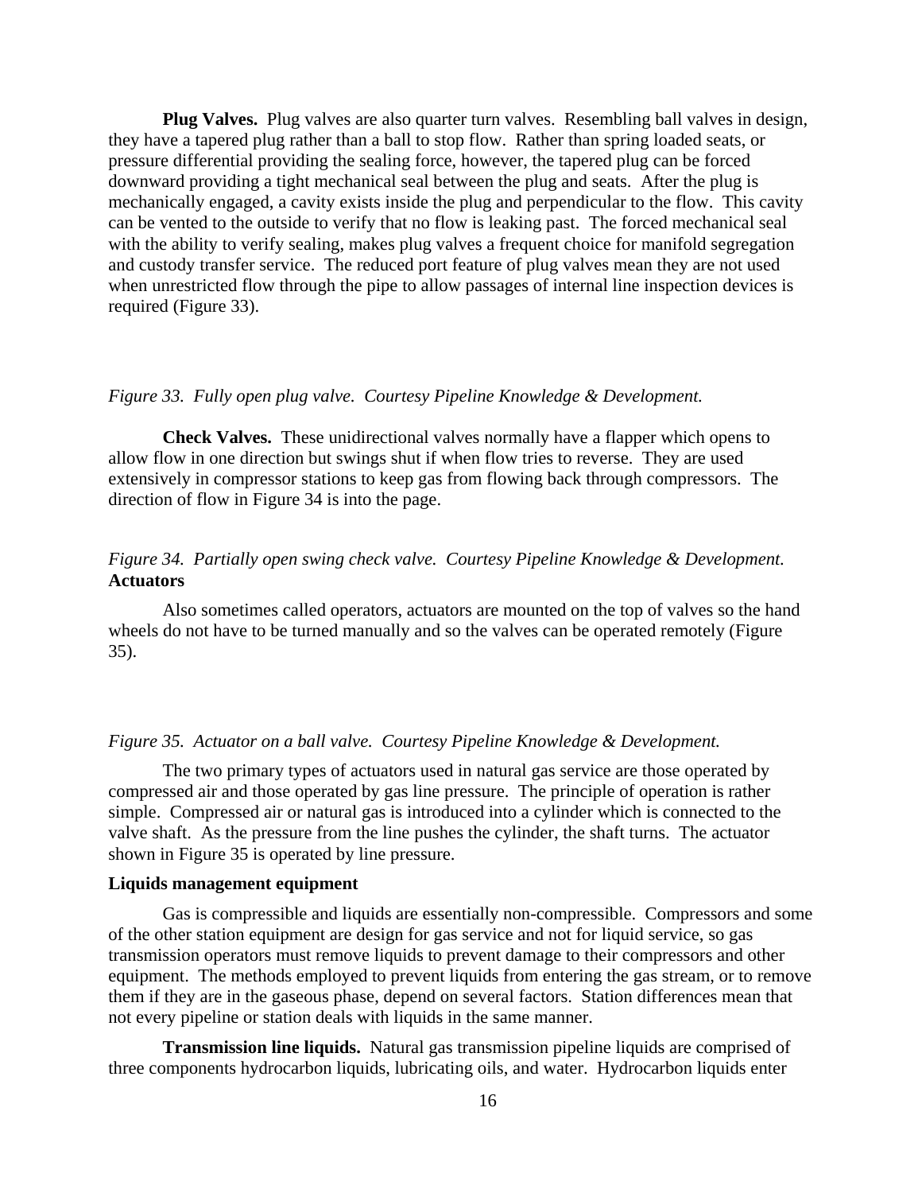**Plug Valves.** Plug valves are also quarter turn valves. Resembling ball valves in design, they have a tapered plug rather than a ball to stop flow. Rather than spring loaded seats, or pressure differential providing the sealing force, however, the tapered plug can be forced downward providing a tight mechanical seal between the plug and seats. After the plug is mechanically engaged, a cavity exists inside the plug and perpendicular to the flow. This cavity can be vented to the outside to verify that no flow is leaking past. The forced mechanical seal with the ability to verify sealing, makes plug valves a frequent choice for manifold segregation and custody transfer service. The reduced port feature of plug valves mean they are not used when unrestricted flow through the pipe to allow passages of internal line inspection devices is required (Figure 33).

*Figure 33. Fully open plug valve. Courtesy Pipeline Knowledge & Development.*

**Check Valves.** These unidirectional valves normally have a flapper which opens to allow flow in one direction but swings shut if when flow tries to reverse. They are used extensively in compressor stations to keep gas from flowing back through compressors. The direction of flow in Figure 34 is into the page.

*Figure 34. Partially open swing check valve. Courtesy Pipeline Knowledge & Development.*

**Actuators**

Also sometimes called operators, actuators are mounted on the top of valves so the hand wheels do not have to be turned manually and so the valves can be operated remotely (Figure 35).

*Figure 35. Actuator on a ball valve. Courtesy Pipeline Knowledge & Development.*

The two primary types of actuators used in natural gas service are those operated by compressed air and those operated by gas line pressure. The principle of operation is rather simple. Compressed air or natural gas is introduced into a cylinder which is connected to the valve shaft. As the pressure from the line pushes the cylinder, the shaft turns. The actuator shown in Figure 35 is operated by line pressure.

**Liquids management equipment**

Gas is compressible and liquids are essentially non-compressible. Compressors and some of the other station equipment are design for gas service and not for liquid service, so gas transmission operators must remove liquids to prevent damage to their compressors and other equipment. The methods employed to prevent liquids from entering the gas stream, or to remove them if they are in the gaseous phase, depend on several factors. Station differences mean that not every pipeline or station deals with liquids in the same manner.

**Transmission line liquids.** Natural gas transmission pipeline liquids are comprised of three components hydrocarbon liquids, lubricating oils, and water. Hydrocarbon liquids enter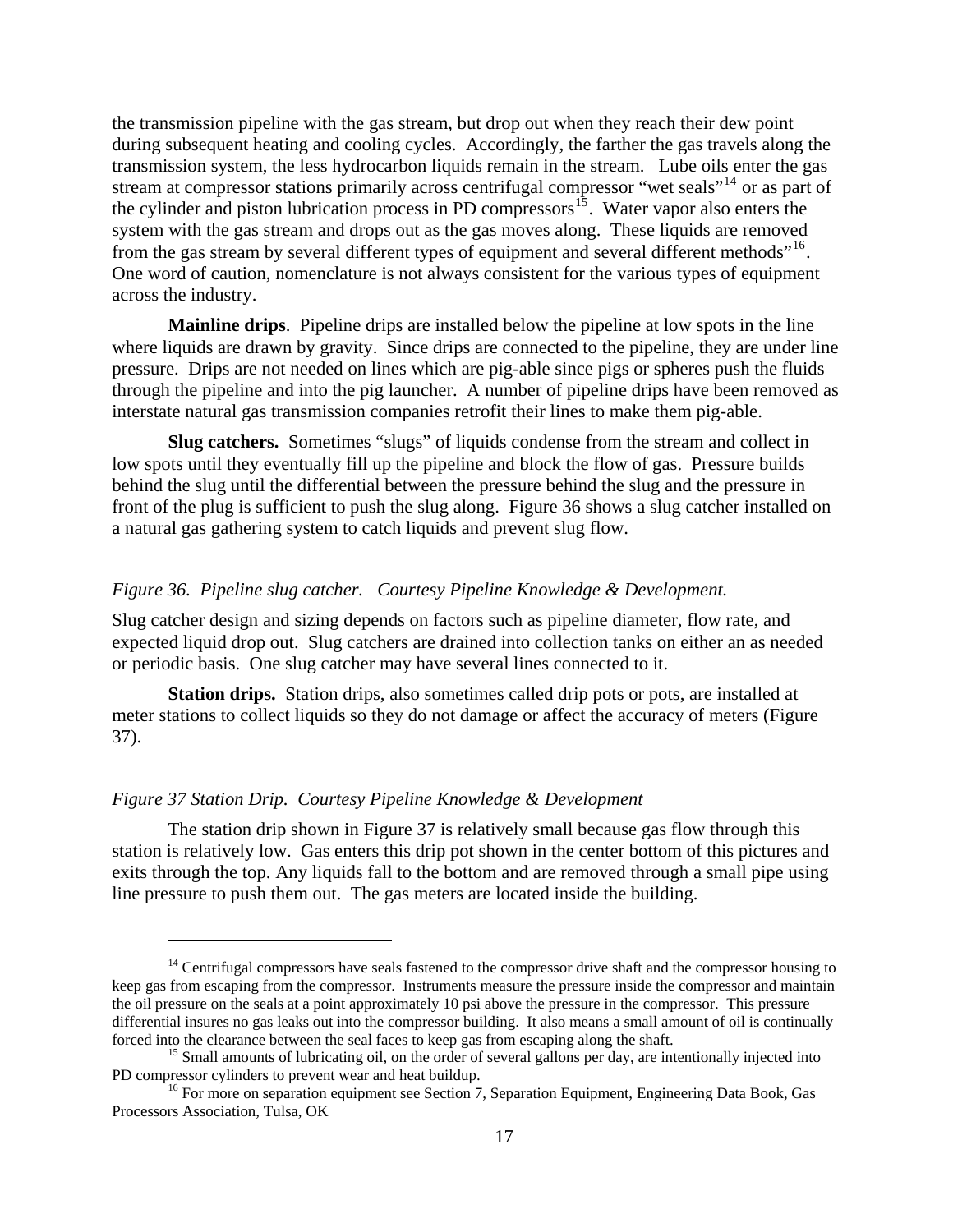the transmission pipeline with the gas stream, but drop out when they reach their dew point during subsequent heating and cooling cycles. Accordingly, the farther the gas travels along the transmission system, the less hydrocarbon liquids remain in the stream. Lube oils enter the gas stream at compressor stations primarily across centrifugal compressor "wet seals"[14] or as part of the cylinder and piston lubrication process in PD compressors[15]. Water vapor also enters the system with the gas stream and drops out as the gas moves along. These liquids are removed from the gas stream by several different types of equipment and several different methods"[16]. One word of caution, nomenclature is not always consistent for the various types of equipment across the industry.

**Mainline drips**. Pipeline drips are installed below the pipeline at low spots in the line where liquids are drawn by gravity. Since drips are connected to the pipeline, they are under line pressure. Drips are not needed on lines which are pig-able since pigs or spheres push the fluids through the pipeline and into the pig launcher. A number of pipeline drips have been removed as interstate natural gas transmission companies retrofit their lines to make them pig-able.

**Slug catchers.** Sometimes "slugs" of liquids condense from the stream and collect in low spots until they eventually fill up the pipeline and block the flow of gas. Pressure builds behind the slug until the differential between the pressure behind the slug and the pressure in front of the plug is sufficient to push the slug along. Figure 36 shows a slug catcher installed on a natural gas gathering system to catch liquids and prevent slug flow.

*Figure 36. Pipeline slug catcher. Courtesy Pipeline Knowledge & Development.*

Slug catcher design and sizing depends on factors such as pipeline diameter, flow rate, and expected liquid drop out. Slug catchers are drained into collection tanks on either an as needed or periodic basis. One slug catcher may have several lines connected to it.

**Station drips.** Station drips, also sometimes called drip pots or pots, are installed at meter stations to collect liquids so they do not damage or affect the accuracy of meters (Figure 37).

*Figure 37 Station Drip. Courtesy Pipeline Knowledge & Development*

The station drip shown in Figure 37 is relatively small because gas flow through this station is relatively low. Gas enters this drip pot shown in the center bottom of this pictures and exits through the top. Any liquids fall to the bottom and are removed through a small pipe using line pressure to push them out. The gas meters are located inside the building.

---

[14] Centrifugal compressors have seals fastened to the compressor drive shaft and the compressor housing to keep gas from escaping from the compressor. Instruments measure the pressure inside the compressor and maintain the oil pressure on the seals at a point approximately 10 psi above the pressure in the compressor. This pressure differential insures no gas leaks out into the compressor building. It also means a small amount of oil is continually forced into the clearance between the seal faces to keep gas from escaping along the shaft.

[15] Small amounts of lubricating oil, on the order of several gallons per day, are intentionally injected into PD compressor cylinders to prevent wear and heat buildup.

[16] For more on separation equipment see Section 7, Separation Equipment, Engineering Data Book, Gas Processors Association, Tulsa, OK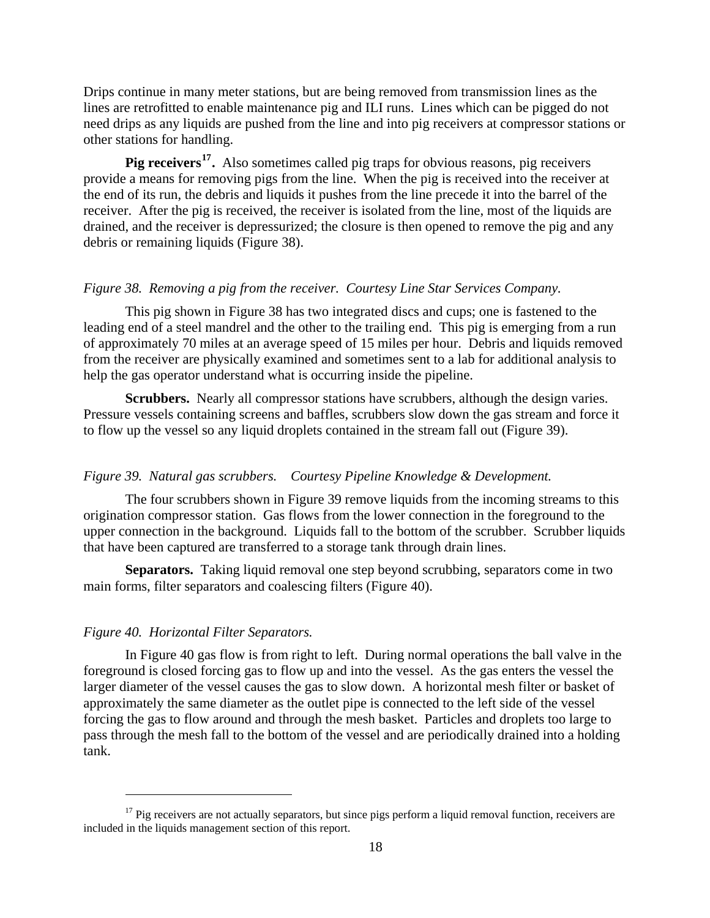Drips continue in many meter stations, but are being removed from transmission lines as the lines are retrofitted to enable maintenance pig and ILI runs. Lines which can be pigged do not need drips as any liquids are pushed from the line and into pig receivers at compressor stations or other stations for handling.

**Pig receivers[17].** Also sometimes called pig traps for obvious reasons, pig receivers provide a means for removing pigs from the line. When the pig is received into the receiver at the end of its run, the debris and liquids it pushes from the line precede it into the barrel of the receiver. After the pig is received, the receiver is isolated from the line, most of the liquids are drained, and the receiver is depressurized; the closure is then opened to remove the pig and any debris or remaining liquids (Figure 38).

*Figure 38. Removing a pig from the receiver. Courtesy Line Star Services Company.*

This pig shown in Figure 38 has two integrated discs and cups; one is fastened to the leading end of a steel mandrel and the other to the trailing end. This pig is emerging from a run of approximately 70 miles at an average speed of 15 miles per hour. Debris and liquids removed from the receiver are physically examined and sometimes sent to a lab for additional analysis to help the gas operator understand what is occurring inside the pipeline.

**Scrubbers.** Nearly all compressor stations have scrubbers, although the design varies. Pressure vessels containing screens and baffles, scrubbers slow down the gas stream and force it to flow up the vessel so any liquid droplets contained in the stream fall out (Figure 39).

*Figure 39. Natural gas scrubbers. Courtesy Pipeline Knowledge & Development.*

The four scrubbers shown in Figure 39 remove liquids from the incoming streams to this origination compressor station. Gas flows from the lower connection in the foreground to the upper connection in the background. Liquids fall to the bottom of the scrubber. Scrubber liquids that have been captured are transferred to a storage tank through drain lines.

**Separators.** Taking liquid removal one step beyond scrubbing, separators come in two main forms, filter separators and coalescing filters (Figure 40).

*Figure 40. Horizontal Filter Separators.*

In Figure 40 gas flow is from right to left. During normal operations the ball valve in the foreground is closed forcing gas to flow up and into the vessel. As the gas enters the vessel the larger diameter of the vessel causes the gas to slow down. A horizontal mesh filter or basket of approximately the same diameter as the outlet pipe is connected to the left side of the vessel forcing the gas to flow around and through the mesh basket. Particles and droplets too large to pass through the mesh fall to the bottom of the vessel and are periodically drained into a holding tank.

[17] Pig receivers are not actually separators, but since pigs perform a liquid removal function, receivers are included in the liquids management section of this report.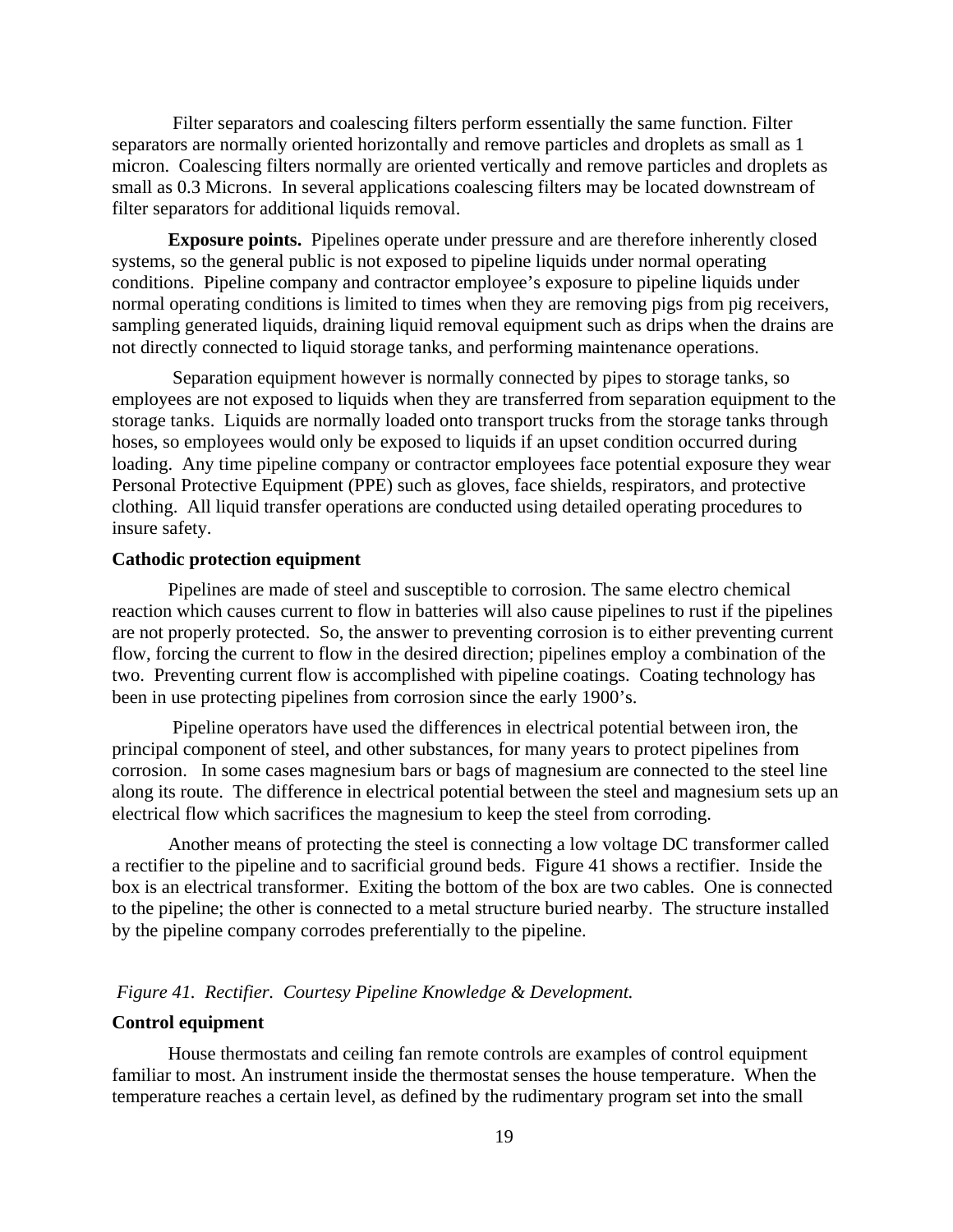Filter separators and coalescing filters perform essentially the same function. Filter separators are normally oriented horizontally and remove particles and droplets as small as 1 micron. Coalescing filters normally are oriented vertically and remove particles and droplets as small as 0.3 Microns. In several applications coalescing filters may be located downstream of filter separators for additional liquids removal.

**Exposure points.** Pipelines operate under pressure and are therefore inherently closed systems, so the general public is not exposed to pipeline liquids under normal operating conditions. Pipeline company and contractor employee's exposure to pipeline liquids under normal operating conditions is limited to times when they are removing pigs from pig receivers, sampling generated liquids, draining liquid removal equipment such as drips when the drains are not directly connected to liquid storage tanks, and performing maintenance operations.

Separation equipment however is normally connected by pipes to storage tanks, so employees are not exposed to liquids when they are transferred from separation equipment to the storage tanks. Liquids are normally loaded onto transport trucks from the storage tanks through hoses, so employees would only be exposed to liquids if an upset condition occurred during loading. Any time pipeline company or contractor employees face potential exposure they wear Personal Protective Equipment (PPE) such as gloves, face shields, respirators, and protective clothing. All liquid transfer operations are conducted using detailed operating procedures to insure safety.

### Cathodic protection equipment

Pipelines are made of steel and susceptible to corrosion. The same electro chemical reaction which causes current to flow in batteries will also cause pipelines to rust if the pipelines are not properly protected. So, the answer to preventing corrosion is to either preventing current flow, forcing the current to flow in the desired direction; pipelines employ a combination of the two. Preventing current flow is accomplished with pipeline coatings. Coating technology has been in use protecting pipelines from corrosion since the early 1900's.

Pipeline operators have used the differences in electrical potential between iron, the principal component of steel, and other substances, for many years to protect pipelines from corrosion. In some cases magnesium bars or bags of magnesium are connected to the steel line along its route. The difference in electrical potential between the steel and magnesium sets up an electrical flow which sacrifices the magnesium to keep the steel from corroding.

Another means of protecting the steel is connecting a low voltage DC transformer called a rectifier to the pipeline and to sacrificial ground beds. Figure 41 shows a rectifier. Inside the box is an electrical transformer. Exiting the bottom of the box are two cables. One is connected to the pipeline; the other is connected to a metal structure buried nearby. The structure installed by the pipeline company corrodes preferentially to the pipeline.

*Figure 41. Rectifier. Courtesy Pipeline Knowledge & Development.*

### Control equipment

House thermostats and ceiling fan remote controls are examples of control equipment familiar to most. An instrument inside the thermostat senses the house temperature. When the temperature reaches a certain level, as defined by the rudimentary program set into the small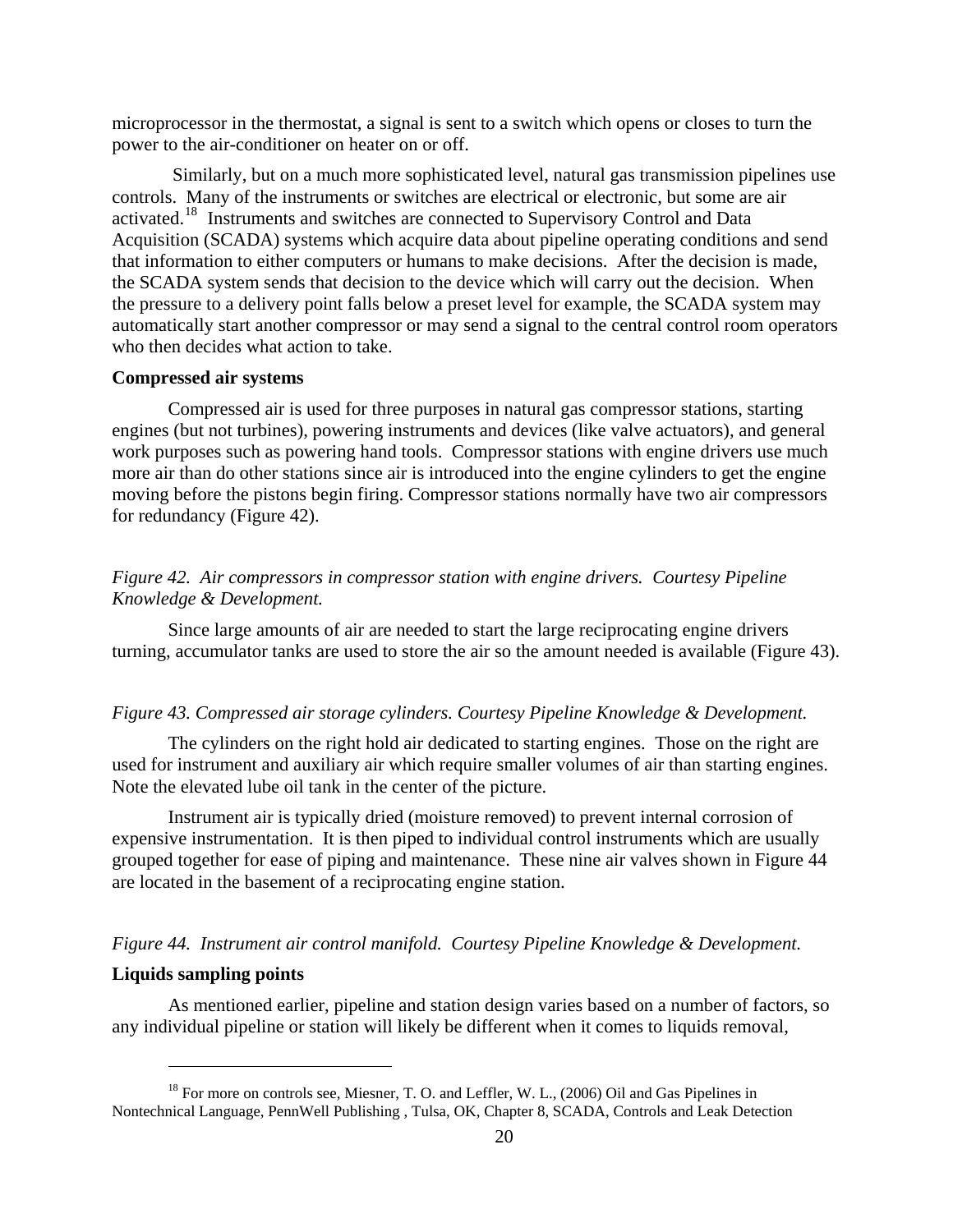microprocessor in the thermostat, a signal is sent to a switch which opens or closes to turn the power to the air-conditioner on heater on or off.

Similarly, but on a much more sophisticated level, natural gas transmission pipelines use controls. Many of the instruments or switches are electrical or electronic, but some are air activated.[18] Instruments and switches are connected to Supervisory Control and Data Acquisition (SCADA) systems which acquire data about pipeline operating conditions and send that information to either computers or humans to make decisions. After the decision is made, the SCADA system sends that decision to the device which will carry out the decision. When the pressure to a delivery point falls below a preset level for example, the SCADA system may automatically start another compressor or may send a signal to the central control room operators who then decides what action to take.

**Compressed air systems**

Compressed air is used for three purposes in natural gas compressor stations, starting engines (but not turbines), powering instruments and devices (like valve actuators), and general work purposes such as powering hand tools. Compressor stations with engine drivers use much more air than do other stations since air is introduced into the engine cylinders to get the engine moving before the pistons begin firing. Compressor stations normally have two air compressors for redundancy (Figure 42).

*Figure 42. Air compressors in compressor station with engine drivers. Courtesy Pipeline Knowledge & Development.*

Since large amounts of air are needed to start the large reciprocating engine drivers turning, accumulator tanks are used to store the air so the amount needed is available (Figure 43).

*Figure 43. Compressed air storage cylinders. Courtesy Pipeline Knowledge & Development.*

The cylinders on the right hold air dedicated to starting engines. Those on the right are used for instrument and auxiliary air which require smaller volumes of air than starting engines. Note the elevated lube oil tank in the center of the picture.

Instrument air is typically dried (moisture removed) to prevent internal corrosion of expensive instrumentation. It is then piped to individual control instruments which are usually grouped together for ease of piping and maintenance. These nine air valves shown in Figure 44 are located in the basement of a reciprocating engine station.

*Figure 44. Instrument air control manifold. Courtesy Pipeline Knowledge & Development.*

**Liquids sampling points**

As mentioned earlier, pipeline and station design varies based on a number of factors, so any individual pipeline or station will likely be different when it comes to liquids removal,

---

[18] For more on controls see, Miesner, T. O. and Leffler, W. L., (2006) Oil and Gas Pipelines in Nontechnical Language, PennWell Publishing , Tulsa, OK, Chapter 8, SCADA, Controls and Leak Detection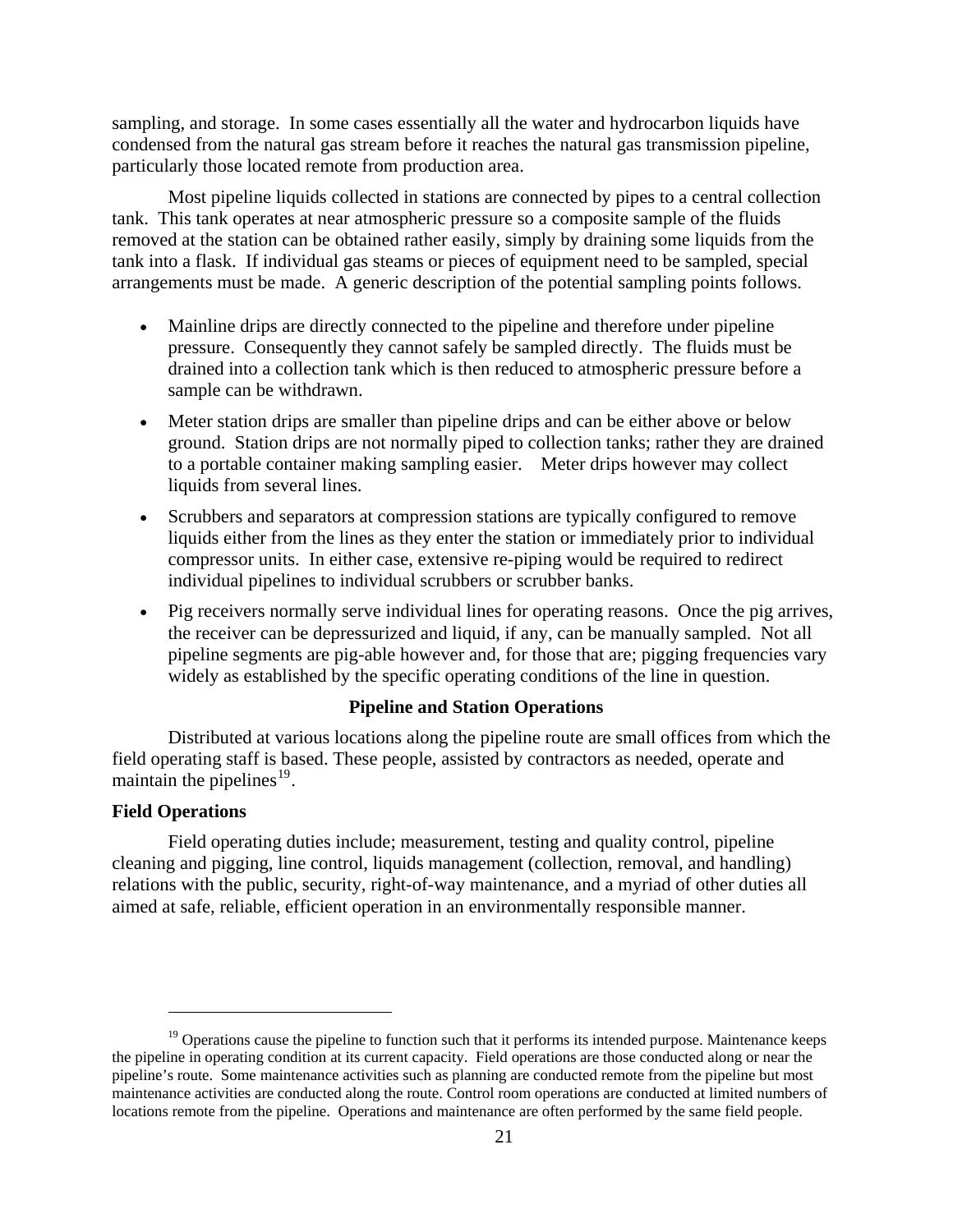sampling, and storage. In some cases essentially all the water and hydrocarbon liquids have condensed from the natural gas stream before it reaches the natural gas transmission pipeline, particularly those located remote from production area.

Most pipeline liquids collected in stations are connected by pipes to a central collection tank. This tank operates at near atmospheric pressure so a composite sample of the fluids removed at the station can be obtained rather easily, simply by draining some liquids from the tank into a flask. If individual gas steams or pieces of equipment need to be sampled, special arrangements must be made. A generic description of the potential sampling points follows.

- Mainline drips are directly connected to the pipeline and therefore under pipeline pressure. Consequently they cannot safely be sampled directly. The fluids must be drained into a collection tank which is then reduced to atmospheric pressure before a sample can be withdrawn.
- Meter station drips are smaller than pipeline drips and can be either above or below ground. Station drips are not normally piped to collection tanks; rather they are drained to a portable container making sampling easier. Meter drips however may collect liquids from several lines.
- Scrubbers and separators at compression stations are typically configured to remove liquids either from the lines as they enter the station or immediately prior to individual compressor units. In either case, extensive re-piping would be required to redirect individual pipelines to individual scrubbers or scrubber banks.
- Pig receivers normally serve individual lines for operating reasons. Once the pig arrives, the receiver can be depressurized and liquid, if any, can be manually sampled. Not all pipeline segments are pig-able however and, for those that are; pigging frequencies vary widely as established by the specific operating conditions of the line in question.

## Pipeline and Station Operations

Distributed at various locations along the pipeline route are small offices from which the field operating staff is based. These people, assisted by contractors as needed, operate and maintain the pipelines[19].

### Field Operations

Field operating duties include; measurement, testing and quality control, pipeline cleaning and pigging, line control, liquids management (collection, removal, and handling) relations with the public, security, right-of-way maintenance, and a myriad of other duties all aimed at safe, reliable, efficient operation in an environmentally responsible manner.

---

[19] Operations cause the pipeline to function such that it performs its intended purpose. Maintenance keeps the pipeline in operating condition at its current capacity. Field operations are those conducted along or near the pipeline's route. Some maintenance activities such as planning are conducted remote from the pipeline but most maintenance activities are conducted along the route. Control room operations are conducted at limited numbers of locations remote from the pipeline. Operations and maintenance are often performed by the same field people.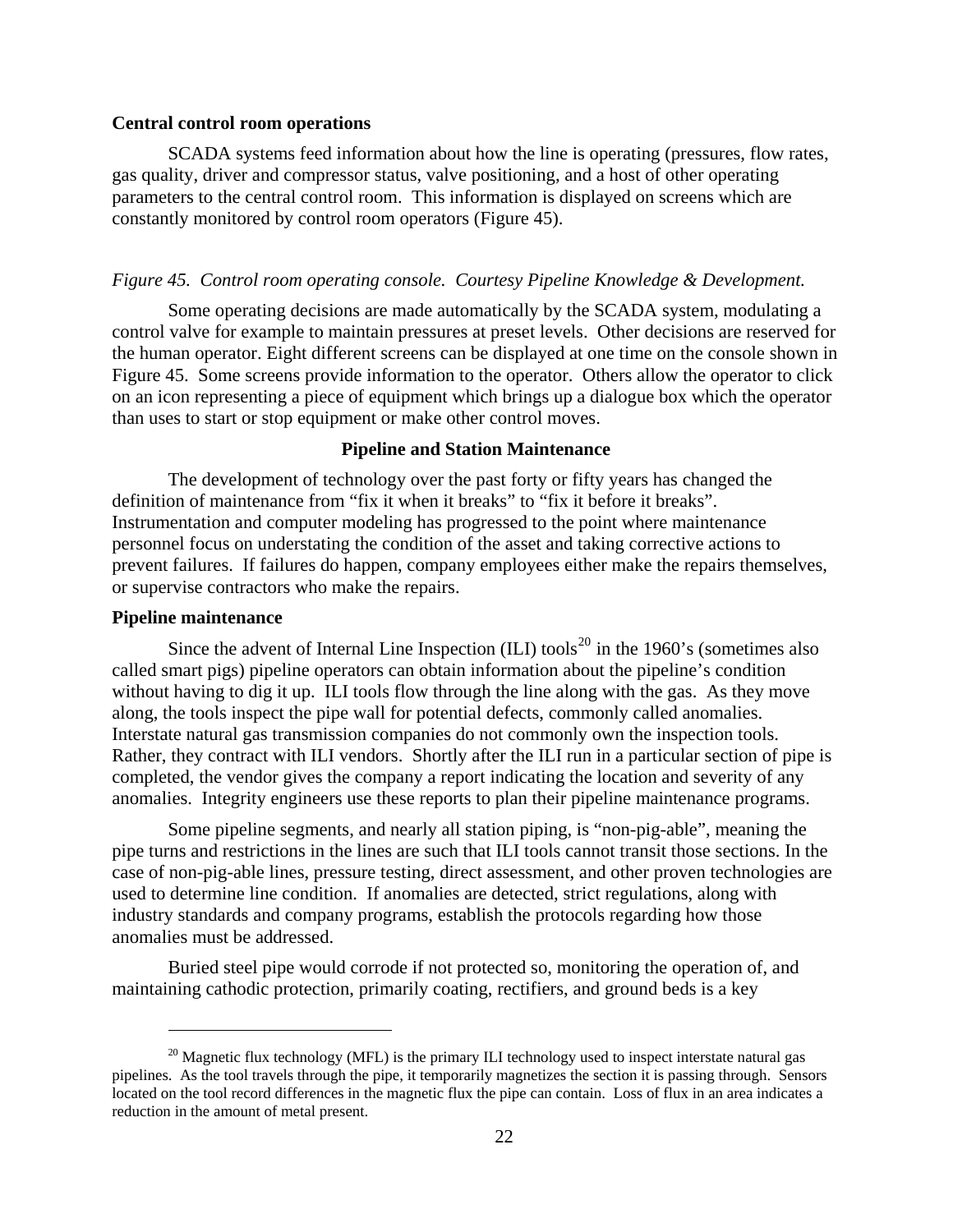**Central control room operations**

SCADA systems feed information about how the line is operating (pressures, flow rates, gas quality, driver and compressor status, valve positioning, and a host of other operating parameters to the central control room. This information is displayed on screens which are constantly monitored by control room operators (Figure 45).

*Figure 45. Control room operating console. Courtesy Pipeline Knowledge & Development.*

Some operating decisions are made automatically by the SCADA system, modulating a control valve for example to maintain pressures at preset levels. Other decisions are reserved for the human operator. Eight different screens can be displayed at one time on the console shown in Figure 45. Some screens provide information to the operator. Others allow the operator to click on an icon representing a piece of equipment which brings up a dialogue box which the operator than uses to start or stop equipment or make other control moves.

## Pipeline and Station Maintenance

The development of technology over the past forty or fifty years has changed the definition of maintenance from "fix it when it breaks" to "fix it before it breaks". Instrumentation and computer modeling has progressed to the point where maintenance personnel focus on understating the condition of the asset and taking corrective actions to prevent failures. If failures do happen, company employees either make the repairs themselves, or supervise contractors who make the repairs.

**Pipeline maintenance**

Since the advent of Internal Line Inspection (ILI) tools[20] in the 1960's (sometimes also called smart pigs) pipeline operators can obtain information about the pipeline's condition without having to dig it up. ILI tools flow through the line along with the gas. As they move along, the tools inspect the pipe wall for potential defects, commonly called anomalies. Interstate natural gas transmission companies do not commonly own the inspection tools. Rather, they contract with ILI vendors. Shortly after the ILI run in a particular section of pipe is completed, the vendor gives the company a report indicating the location and severity of any anomalies. Integrity engineers use these reports to plan their pipeline maintenance programs.

Some pipeline segments, and nearly all station piping, is "non-pig-able", meaning the pipe turns and restrictions in the lines are such that ILI tools cannot transit those sections. In the case of non-pig-able lines, pressure testing, direct assessment, and other proven technologies are used to determine line condition. If anomalies are detected, strict regulations, along with industry standards and company programs, establish the protocols regarding how those anomalies must be addressed.

Buried steel pipe would corrode if not protected so, monitoring the operation of, and maintaining cathodic protection, primarily coating, rectifiers, and ground beds is a key

[20] Magnetic flux technology (MFL) is the primary ILI technology used to inspect interstate natural gas pipelines. As the tool travels through the pipe, it temporarily magnetizes the section it is passing through. Sensors located on the tool record differences in the magnetic flux the pipe can contain. Loss of flux in an area indicates a reduction in the amount of metal present.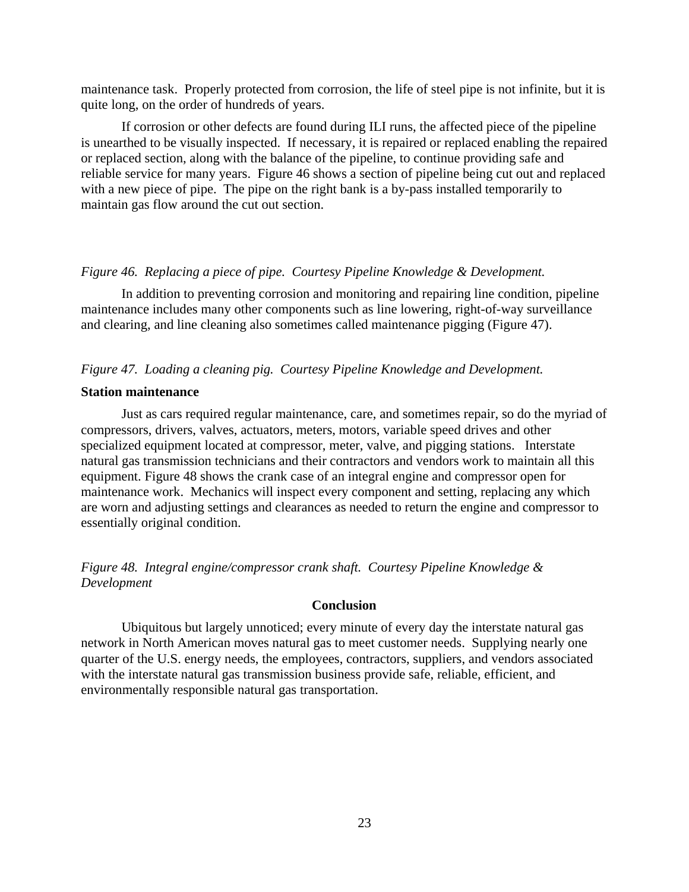maintenance task. Properly protected from corrosion, the life of steel pipe is not infinite, but it is quite long, on the order of hundreds of years.

If corrosion or other defects are found during ILI runs, the affected piece of the pipeline is unearthed to be visually inspected. If necessary, it is repaired or replaced enabling the repaired or replaced section, along with the balance of the pipeline, to continue providing safe and reliable service for many years. Figure 46 shows a section of pipeline being cut out and replaced with a new piece of pipe. The pipe on the right bank is a by-pass installed temporarily to maintain gas flow around the cut out section.

*Figure 46. Replacing a piece of pipe. Courtesy Pipeline Knowledge & Development.*

In addition to preventing corrosion and monitoring and repairing line condition, pipeline maintenance includes many other components such as line lowering, right-of-way surveillance and clearing, and line cleaning also sometimes called maintenance pigging (Figure 47).

*Figure 47. Loading a cleaning pig. Courtesy Pipeline Knowledge and Development.*

**Station maintenance**

Just as cars required regular maintenance, care, and sometimes repair, so do the myriad of compressors, drivers, valves, actuators, meters, motors, variable speed drives and other specialized equipment located at compressor, meter, valve, and pigging stations. Interstate natural gas transmission technicians and their contractors and vendors work to maintain all this equipment. Figure 48 shows the crank case of an integral engine and compressor open for maintenance work. Mechanics will inspect every component and setting, replacing any which are worn and adjusting settings and clearances as needed to return the engine and compressor to essentially original condition.

*Figure 48. Integral engine/compressor crank shaft. Courtesy Pipeline Knowledge & Development*

## Conclusion

Ubiquitous but largely unnoticed; every minute of every day the interstate natural gas network in North American moves natural gas to meet customer needs. Supplying nearly one quarter of the U.S. energy needs, the employees, contractors, suppliers, and vendors associated with the interstate natural gas transmission business provide safe, reliable, efficient, and environmentally responsible natural gas transportation.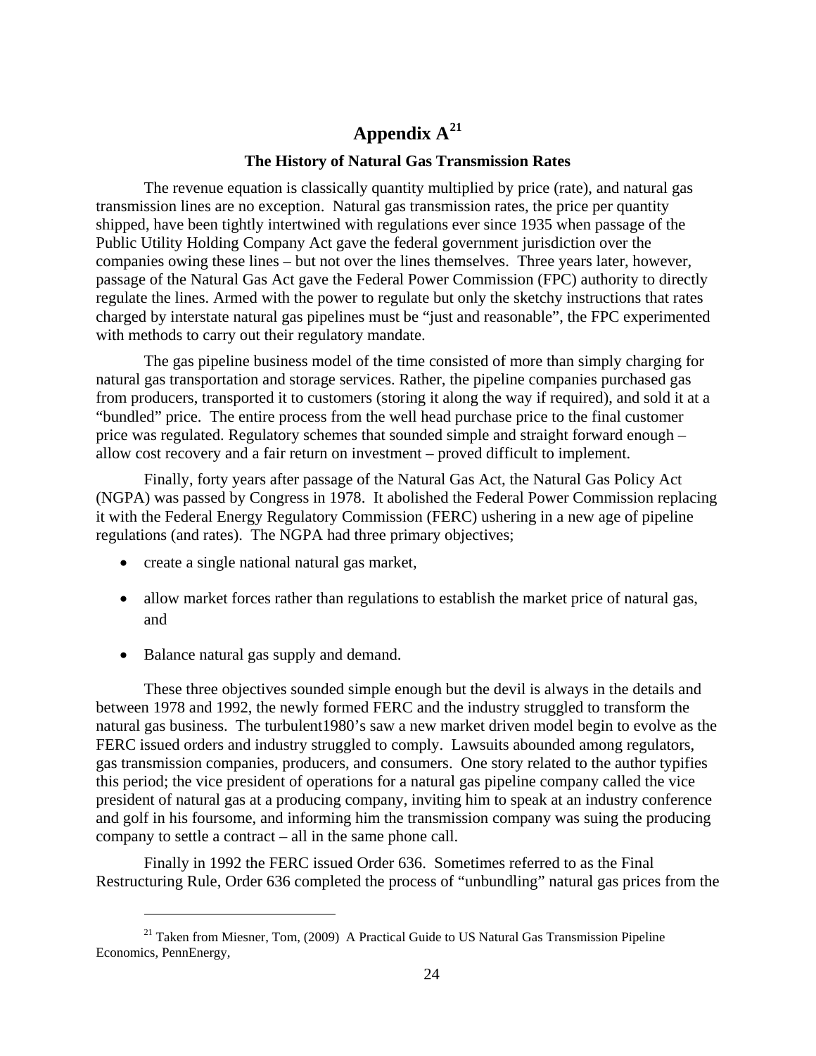# Appendix A[21]

### The History of Natural Gas Transmission Rates

The revenue equation is classically quantity multiplied by price (rate), and natural gas transmission lines are no exception. Natural gas transmission rates, the price per quantity shipped, have been tightly intertwined with regulations ever since 1935 when passage of the Public Utility Holding Company Act gave the federal government jurisdiction over the companies owing these lines – but not over the lines themselves. Three years later, however, passage of the Natural Gas Act gave the Federal Power Commission (FPC) authority to directly regulate the lines. Armed with the power to regulate but only the sketchy instructions that rates charged by interstate natural gas pipelines must be "just and reasonable", the FPC experimented with methods to carry out their regulatory mandate.

The gas pipeline business model of the time consisted of more than simply charging for natural gas transportation and storage services. Rather, the pipeline companies purchased gas from producers, transported it to customers (storing it along the way if required), and sold it at a "bundled" price. The entire process from the well head purchase price to the final customer price was regulated. Regulatory schemes that sounded simple and straight forward enough – allow cost recovery and a fair return on investment – proved difficult to implement.

Finally, forty years after passage of the Natural Gas Act, the Natural Gas Policy Act (NGPA) was passed by Congress in 1978. It abolished the Federal Power Commission replacing it with the Federal Energy Regulatory Commission (FERC) ushering in a new age of pipeline regulations (and rates). The NGPA had three primary objectives;

- create a single national natural gas market,
- allow market forces rather than regulations to establish the market price of natural gas, and
- Balance natural gas supply and demand.

These three objectives sounded simple enough but the devil is always in the details and between 1978 and 1992, the newly formed FERC and the industry struggled to transform the natural gas business. The turbulent1980's saw a new market driven model begin to evolve as the FERC issued orders and industry struggled to comply. Lawsuits abounded among regulators, gas transmission companies, producers, and consumers. One story related to the author typifies this period; the vice president of operations for a natural gas pipeline company called the vice president of natural gas at a producing company, inviting him to speak at an industry conference and golf in his foursome, and informing him the transmission company was suing the producing company to settle a contract – all in the same phone call.

Finally in 1992 the FERC issued Order 636. Sometimes referred to as the Final Restructuring Rule, Order 636 completed the process of "unbundling" natural gas prices from the

[21] Taken from Miesner, Tom, (2009) A Practical Guide to US Natural Gas Transmission Pipeline Economics, PennEnergy,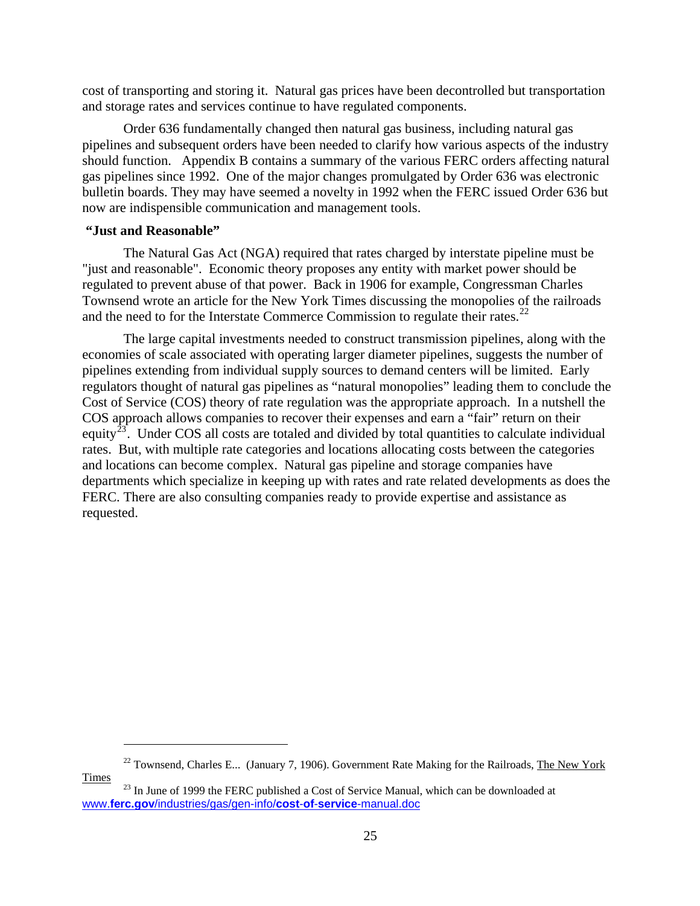cost of transporting and storing it. Natural gas prices have been decontrolled but transportation and storage rates and services continue to have regulated components.

Order 636 fundamentally changed then natural gas business, including natural gas pipelines and subsequent orders have been needed to clarify how various aspects of the industry should function. Appendix B contains a summary of the various FERC orders affecting natural gas pipelines since 1992. One of the major changes promulgated by Order 636 was electronic bulletin boards. They may have seemed a novelty in 1992 when the FERC issued Order 636 but now are indispensible communication and management tools.

**"Just and Reasonable"**

The Natural Gas Act (NGA) required that rates charged by interstate pipeline must be "just and reasonable". Economic theory proposes any entity with market power should be regulated to prevent abuse of that power. Back in 1906 for example, Congressman Charles Townsend wrote an article for the New York Times discussing the monopolies of the railroads and the need to for the Interstate Commerce Commission to regulate their rates.[22]

The large capital investments needed to construct transmission pipelines, along with the economies of scale associated with operating larger diameter pipelines, suggests the number of pipelines extending from individual supply sources to demand centers will be limited. Early regulators thought of natural gas pipelines as "natural monopolies" leading them to conclude the Cost of Service (COS) theory of rate regulation was the appropriate approach. In a nutshell the COS approach allows companies to recover their expenses and earn a "fair" return on their equity[23]. Under COS all costs are totaled and divided by total quantities to calculate individual rates. But, with multiple rate categories and locations allocating costs between the categories and locations can become complex. Natural gas pipeline and storage companies have departments which specialize in keeping up with rates and rate related developments as does the FERC. There are also consulting companies ready to provide expertise and assistance as requested.

---

[22] Townsend, Charles E... (January 7, 1906). Government Rate Making for the Railroads, The New York Times

[23] In June of 1999 the FERC published a Cost of Service Manual, which can be downloaded at www.ferc.gov/industries/gas/gen-info/cost-of-service-manual.doc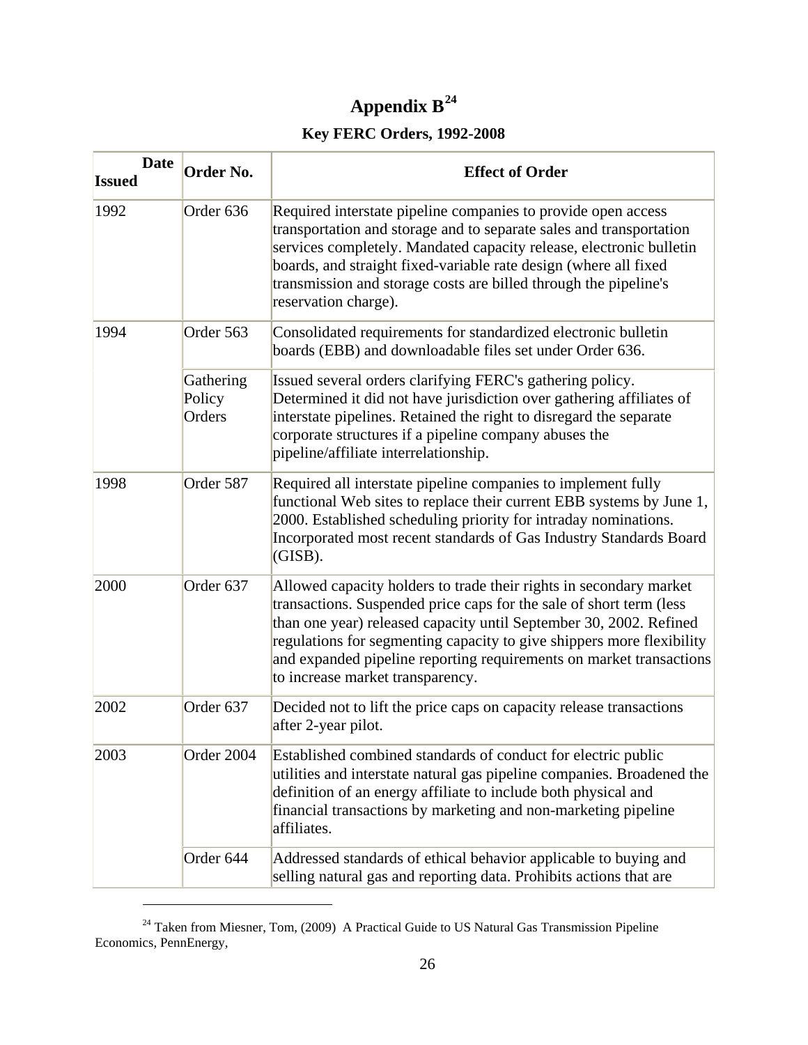# Appendix B[24]

### Key FERC Orders, 1992-2008

| Date Issued | Order No. | Effect of Order |
|---|---|---|
| 1992 | Order 636 | Required interstate pipeline companies to provide open access transportation and storage and to separate sales and transportation services completely. Mandated capacity release, electronic bulletin boards, and straight fixed-variable rate design (where all fixed transmission and storage costs are billed through the pipeline's reservation charge). |
| 1994 | Order 563 | Consolidated requirements for standardized electronic bulletin boards (EBB) and downloadable files set under Order 636. |
| | Gathering Policy Orders | Issued several orders clarifying FERC's gathering policy. Determined it did not have jurisdiction over gathering affiliates of interstate pipelines. Retained the right to disregard the separate corporate structures if a pipeline company abuses the pipeline/affiliate interrelationship. |
| 1998 | Order 587 | Required all interstate pipeline companies to implement fully functional Web sites to replace their current EBB systems by June 1, 2000. Established scheduling priority for intraday nominations. Incorporated most recent standards of Gas Industry Standards Board (GISB). |
| 2000 | Order 637 | Allowed capacity holders to trade their rights in secondary market transactions. Suspended price caps for the sale of short term (less than one year) released capacity until September 30, 2002. Refined regulations for segmenting capacity to give shippers more flexibility and expanded pipeline reporting requirements on market transactions to increase market transparency. |
| 2002 | Order 637 | Decided not to lift the price caps on capacity release transactions after 2-year pilot. |
| 2003 | Order 2004 | Established combined standards of conduct for electric public utilities and interstate natural gas pipeline companies. Broadened the definition of an energy affiliate to include both physical and financial transactions by marketing and non-marketing pipeline affiliates. |
| | Order 644 | Addressed standards of ethical behavior applicable to buying and selling natural gas and reporting data. Prohibits actions that are |

[24] Taken from Miesner, Tom, (2009) A Practical Guide to US Natural Gas Transmission Pipeline Economics, PennEnergy,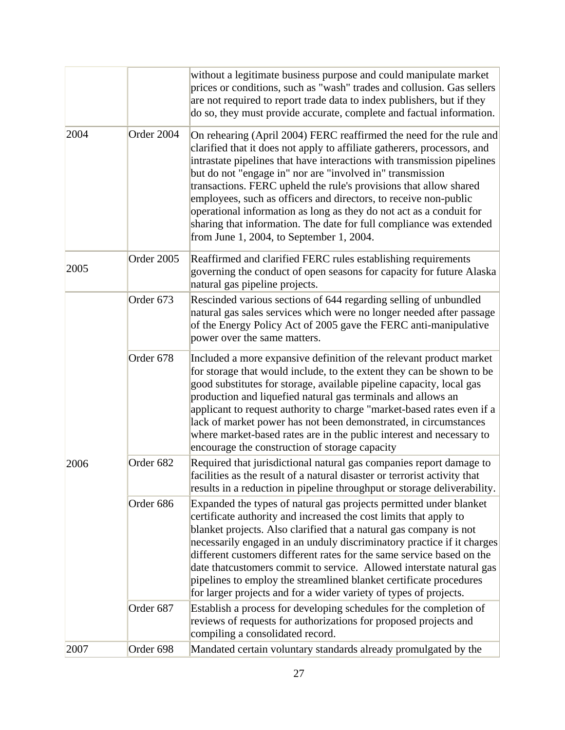| | | |
|---|---|---|
| | | without a legitimate business purpose and could manipulate market prices or conditions, such as "wash" trades and collusion. Gas sellers are not required to report trade data to index publishers, but if they do so, they must provide accurate, complete and factual information. |
| 2004 | Order 2004 | On rehearing (April 2004) FERC reaffirmed the need for the rule and clarified that it does not apply to affiliate gatherers, processors, and intrastate pipelines that have interactions with transmission pipelines but do not "engage in" nor are "involved in" transmission transactions. FERC upheld the rule's provisions that allow shared employees, such as officers and directors, to receive non-public operational information as long as they do not act as a conduit for sharing that information. The date for full compliance was extended from June 1, 2004, to September 1, 2004. |
| 2005 | Order 2005 | Reaffirmed and clarified FERC rules establishing requirements governing the conduct of open seasons for capacity for future Alaska natural gas pipeline projects. |
| 2006 | Order 673 | Rescinded various sections of 644 regarding selling of unbundled natural gas sales services which were no longer needed after passage of the Energy Policy Act of 2005 gave the FERC anti-manipulative power over the same matters. |
| | Order 678 | Included a more expansive definition of the relevant product market for storage that would include, to the extent they can be shown to be good substitutes for storage, available pipeline capacity, local gas production and liquefied natural gas terminals and allows an applicant to request authority to charge "market-based rates even if a lack of market power has not been demonstrated, in circumstances where market-based rates are in the public interest and necessary to encourage the construction of storage capacity |
| | Order 682 | Required that jurisdictional natural gas companies report damage to facilities as the result of a natural disaster or terrorist activity that results in a reduction in pipeline throughput or storage deliverability. |
| | Order 686 | Expanded the types of natural gas projects permitted under blanket certificate authority and increased the cost limits that apply to blanket projects. Also clarified that a natural gas company is not necessarily engaged in an unduly discriminatory practice if it charges different customers different rates for the same service based on the date thatcustomers commit to service. Allowed interstate natural gas pipelines to employ the streamlined blanket certificate procedures for larger projects and for a wider variety of types of projects. |
| | Order 687 | Establish a process for developing schedules for the completion of reviews of requests for authorizations for proposed projects and compiling a consolidated record. |
| 2007 | Order 698 | Mandated certain voluntary standards already promulgated by the |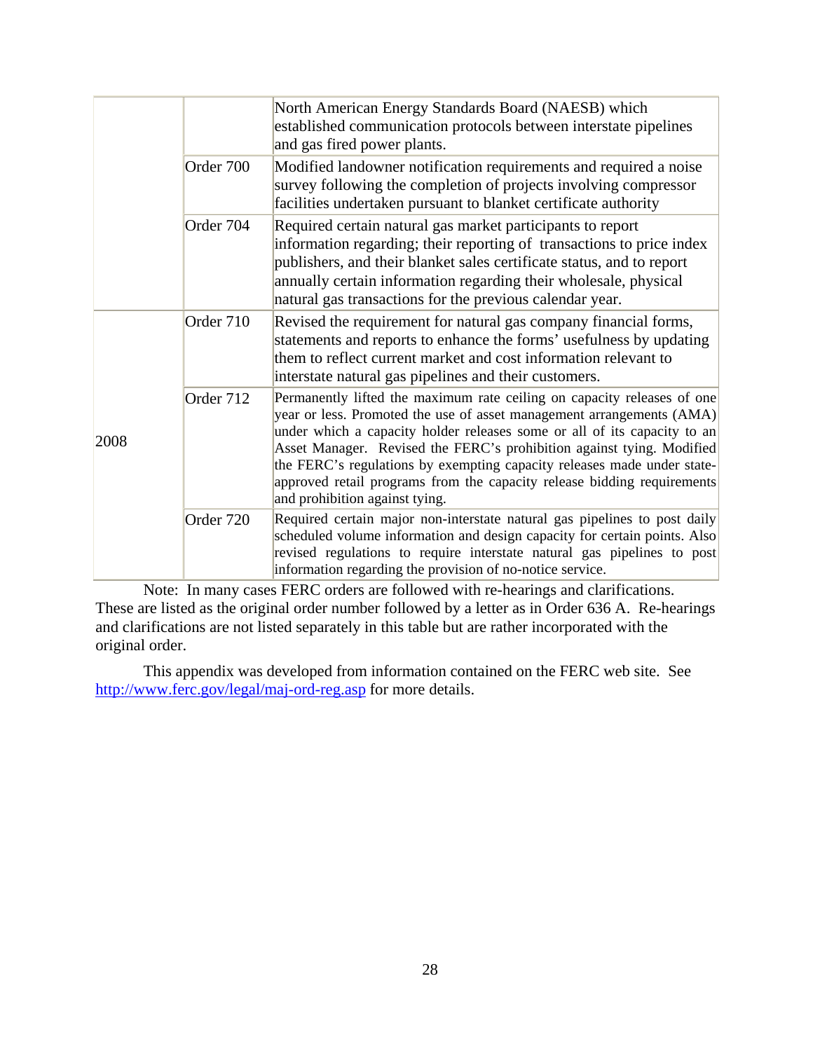| | | |
|---|---|---|
| | | North American Energy Standards Board (NAESB) which established communication protocols between interstate pipelines and gas fired power plants. |
| | Order 700 | Modified landowner notification requirements and required a noise survey following the completion of projects involving compressor facilities undertaken pursuant to blanket certificate authority |
| | Order 704 | Required certain natural gas market participants to report information regarding; their reporting of transactions to price index publishers, and their blanket sales certificate status, and to report annually certain information regarding their wholesale, physical natural gas transactions for the previous calendar year. |
| 2008 | Order 710 | Revised the requirement for natural gas company financial forms, statements and reports to enhance the forms' usefulness by updating them to reflect current market and cost information relevant to interstate natural gas pipelines and their customers. |
| | Order 712 | Permanently lifted the maximum rate ceiling on capacity releases of one year or less. Promoted the use of asset management arrangements (AMA) under which a capacity holder releases some or all of its capacity to an Asset Manager. Revised the FERC's prohibition against tying. Modified the FERC's regulations by exempting capacity releases made under state-approved retail programs from the capacity release bidding requirements and prohibition against tying. |
| | Order 720 | Required certain major non-interstate natural gas pipelines to post daily scheduled volume information and design capacity for certain points. Also revised regulations to require interstate natural gas pipelines to post information regarding the provision of no-notice service. |

Note: In many cases FERC orders are followed with re-hearings and clarifications. These are listed as the original order number followed by a letter as in Order 636 A. Re-hearings and clarifications are not listed separately in this table but are rather incorporated with the original order.

This appendix was developed from information contained on the FERC web site. See http://www.ferc.gov/legal/maj-ord-reg.asp for more details.